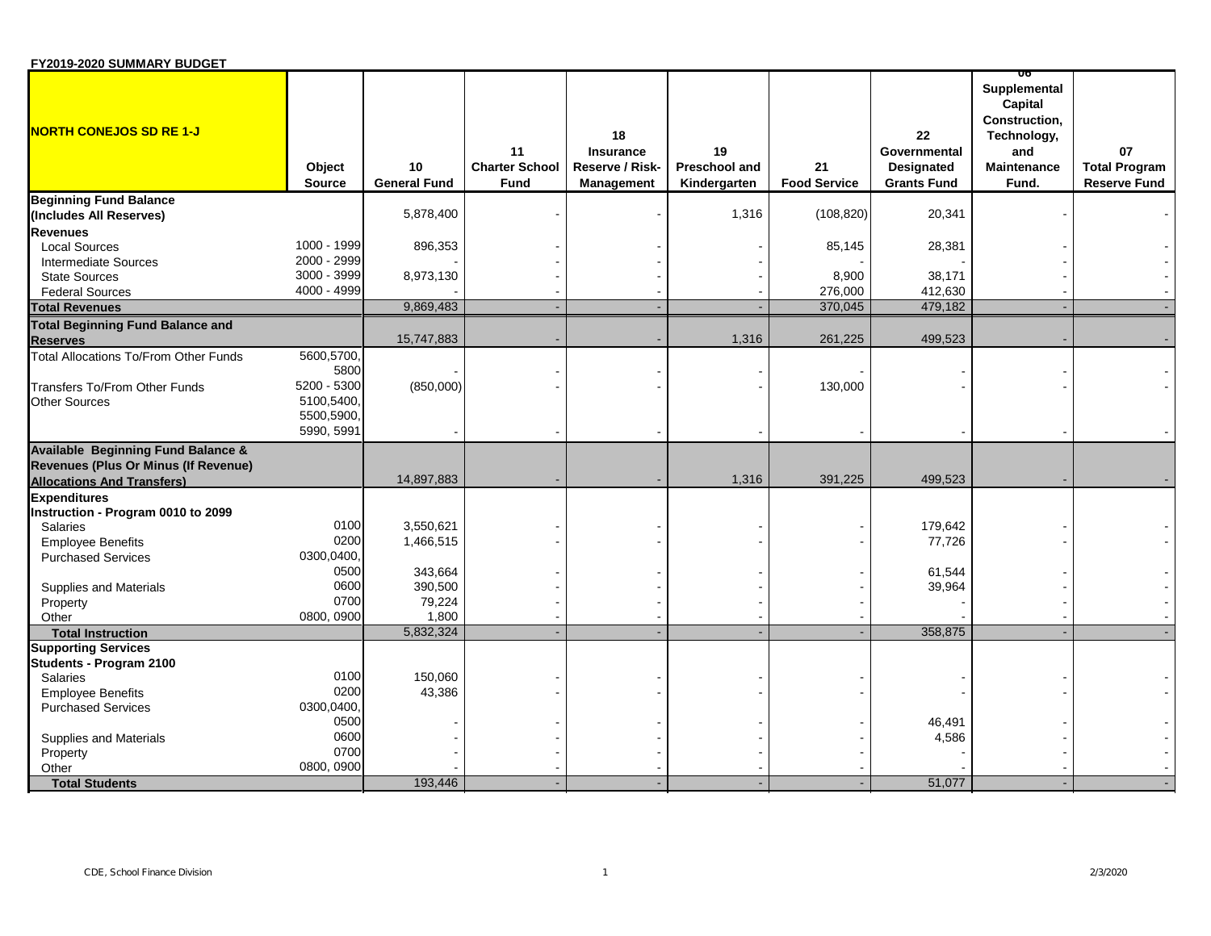**FY2019-2020 SUMMARY BUDGET**

| NORTH CONEJOS SD RE 1-J | Object Source | 10 General Fund | 11 Charter School Fund | 18 Insurance Reserve / Risk-Management | 19 Preschool and Kindergarten | 21 Food Service | 22 Governmental Designated Grants Fund | 06 Supplemental Capital Construction, Technology, and Maintenance Fund. | 07 Total Program Reserve Fund |
|---|---|---|---|---|---|---|---|---|---|
| **Beginning Fund Balance (Includes All Reserves)** | | 5,878,400 | - | - | 1,316 | (108,820) | 20,341 | - | - |
| **Revenues** | | | | | | | | | |
| Local Sources | 1000 - 1999 | 896,353 | - | - | - | 85,145 | 28,381 | - | - |
| Intermediate Sources | 2000 - 2999 | - | - | - | - | - | - | - | - |
| State Sources | 3000 - 3999 | 8,973,130 | - | - | - | 8,900 | 38,171 | - | - |
| Federal Sources | 4000 - 4999 | - | - | - | - | 276,000 | 412,630 | - | - |
| **Total Revenues** | | 9,869,483 | - | - | - | 370,045 | 479,182 | - | - |
| **Total Beginning Fund Balance and Reserves** | | 15,747,883 | - | - | 1,316 | 261,225 | 499,523 | - | - |
| Total Allocations To/From Other Funds | 5600,5700, 5800 | - | - | - | - | - | - | - | - |
| Transfers To/From Other Funds | 5200 - 5300 | (850,000) | - | - | - | 130,000 | - | - | - |
| Other Sources | 5100,5400, 5500,5900, 5990, 5991 | - | - | - | - | - | - | - | - |
| **Available Beginning Fund Balance & Revenues (Plus Or Minus (If Revenue) Allocations And Transfers)** | | 14,897,883 | - | - | 1,316 | 391,225 | 499,523 | - | - |
| **Expenditures** | | | | | | | | | |
| **Instruction - Program 0010 to 2099** | | | | | | | | | |
| Salaries | 0100 | 3,550,621 | - | - | - | - | 179,642 | - | - |
| Employee Benefits | 0200 | 1,466,515 | - | - | - | - | 77,726 | - | - |
| Purchased Services | 0300,0400, 0500 | 343,664 | - | - | - | - | 61,544 | - | - |
| Supplies and Materials | 0600 | 390,500 | - | - | - | - | 39,964 | - | - |
| Property | 0700 | 79,224 | - | - | - | - | - | - | - |
| Other | 0800, 0900 | 1,800 | - | - | - | - | - | - | - |
| **Total Instruction** | | 5,832,324 | - | - | - | - | 358,875 | - | - |
| **Supporting Services** | | | | | | | | | |
| **Students - Program 2100** | | | | | | | | | |
| Salaries | 0100 | 150,060 | - | - | - | - | - | - | - |
| Employee Benefits | 0200 | 43,386 | - | - | - | - | - | - | - |
| Purchased Services | 0300,0400, 0500 | - | - | - | - | - | 46,491 | - | - |
| Supplies and Materials | 0600 | - | - | - | - | - | 4,586 | - | - |
| Property | 0700 | - | - | - | - | - | - | - | - |
| Other | 0800, 0900 | - | - | - | - | - | - | - | - |
| **Total Students** | | 193,446 | - | - | - | - | 51,077 | - | - |

CDE, School Finance Division 2/3/2020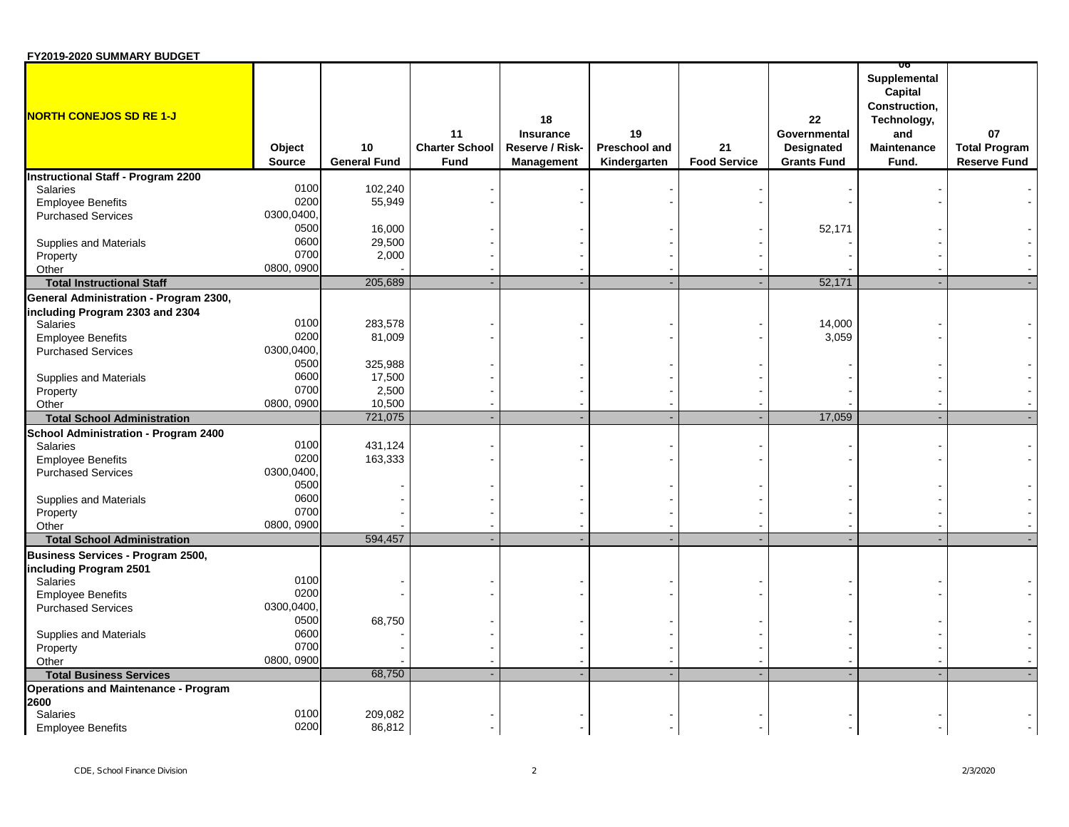**FY2019-2020 SUMMARY BUDGET**

| NORTH CONEJOS SD RE 1-J | Object Source | 10 General Fund | 11 Charter School Fund | 18 Insurance Reserve / Risk-Management | 19 Preschool and Kindergarten | 21 Food Service | 22 Governmental Designated Grants Fund | 06 Supplemental Capital Construction, Technology, and Maintenance Fund. | 07 Total Program Reserve Fund |
|---|---|---|---|---|---|---|---|---|---|
| **Instructional Staff - Program 2200** | | | | | | | | | |
| Salaries | 0100 | 102,240 | - | - | - | - | - | - | - |
| Employee Benefits | 0200 | 55,949 | - | - | - | - | - | - | - |
| Purchased Services | 0300,0400, 0500 | 16,000 | - | - | - | - | 52,171 | - | - |
| Supplies and Materials | 0600 | 29,500 | - | - | - | - | - | - | - |
| Property | 0700 | 2,000 | - | - | - | - | - | - | - |
| Other | 0800, 0900 | - | - | - | - | - | - | - | - |
| **Total Instructional Staff** | | 205,689 | - | - | - | - | 52,171 | - | - |
| **General Administration - Program 2300, including Program 2303 and 2304** | | | | | | | | | |
| Salaries | 0100 | 283,578 | - | - | - | - | 14,000 | - | - |
| Employee Benefits | 0200 | 81,009 | - | - | - | - | 3,059 | - | - |
| Purchased Services | 0300,0400, 0500 | 325,988 | - | - | - | - | - | - | - |
| Supplies and Materials | 0600 | 17,500 | - | - | - | - | - | - | - |
| Property | 0700 | 2,500 | - | - | - | - | - | - | - |
| Other | 0800, 0900 | 10,500 | - | - | - | - | - | - | - |
| **Total School Administration** | | 721,075 | - | - | - | - | 17,059 | - | - |
| **School Administration - Program 2400** | | | | | | | | | |
| Salaries | 0100 | 431,124 | - | - | - | - | - | - | - |
| Employee Benefits | 0200 | 163,333 | - | - | - | - | - | - | - |
| Purchased Services | 0300,0400, 0500 | - | - | - | - | - | - | - | - |
| Supplies and Materials | 0600 | - | - | - | - | - | - | - | - |
| Property | 0700 | - | - | - | - | - | - | - | - |
| Other | 0800, 0900 | - | - | - | - | - | - | - | - |
| **Total School Administration** | | 594,457 | - | - | - | - | - | - | - |
| **Business Services - Program 2500, including Program 2501** | | | | | | | | | |
| Salaries | 0100 | - | - | - | - | - | - | - | - |
| Employee Benefits | 0200 | - | - | - | - | - | - | - | - |
| Purchased Services | 0300,0400, 0500 | 68,750 | - | - | - | - | - | - | - |
| Supplies and Materials | 0600 | - | - | - | - | - | - | - | - |
| Property | 0700 | - | - | - | - | - | - | - | - |
| Other | 0800, 0900 | - | - | - | - | - | - | - | - |
| **Total Business Services** | | 68,750 | - | - | - | - | - | - | - |
| **Operations and Maintenance - Program 2600** | | | | | | | | | |
| Salaries | 0100 | 209,082 | - | - | - | - | - | - | - |
| Employee Benefits | 0200 | 86,812 | - | - | - | - | - | - | - |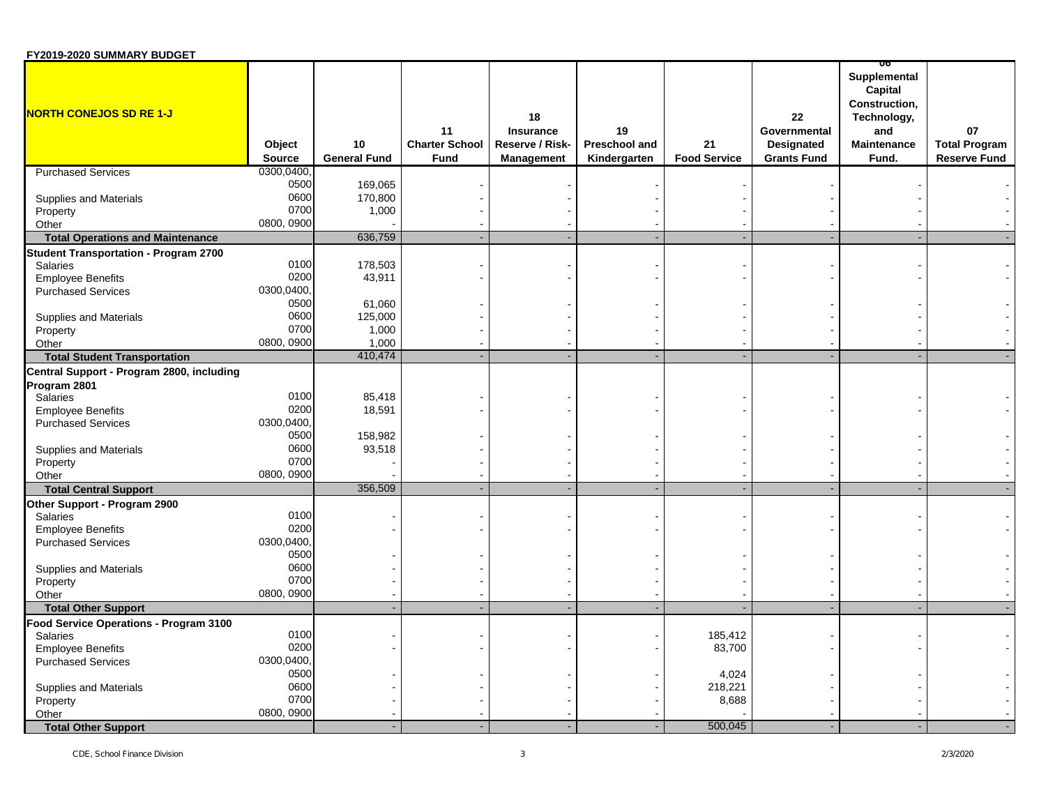**FY2019-2020 SUMMARY BUDGET**

| NORTH CONEJOS SD RE 1-J | Object Source | 10 General Fund | 11 Charter School Fund | 18 Insurance Reserve / Risk-Management | 19 Preschool and Kindergarten | 21 Food Service | 22 Governmental Designated Grants Fund | 06 Supplemental Capital Construction, Technology, and Maintenance Fund. | 07 Total Program Reserve Fund |
|---|---|---|---|---|---|---|---|---|---|
| Purchased Services | 0300,0400, 0500 | 169,065 | - | - | - | - | - | - | - |
| Supplies and Materials | 0600 | 170,800 | - | - | - | - | - | - | - |
| Property | 0700 | 1,000 | - | - | - | - | - | - | - |
| Other | 0800, 0900 | - | - | - | - | - | - | - | - |
| **Total Operations and Maintenance** | | 636,759 | - | - | - | - | - | - | - |
| **Student Transportation - Program 2700** | | | | | | | | | |
| Salaries | 0100 | 178,503 | - | - | - | - | - | - | - |
| Employee Benefits | 0200 | 43,911 | - | - | - | - | - | - | - |
| Purchased Services | 0300,0400, 0500 | 61,060 | - | - | - | - | - | - | - |
| Supplies and Materials | 0600 | 125,000 | - | - | - | - | - | - | - |
| Property | 0700 | 1,000 | - | - | - | - | - | - | - |
| Other | 0800, 0900 | 1,000 | - | - | - | - | - | - | - |
| **Total Student Transportation** | | 410,474 | - | - | - | - | - | - | - |
| **Central Support - Program 2800, including Program 2801** | | | | | | | | | |
| Salaries | 0100 | 85,418 | - | - | - | - | - | - | - |
| Employee Benefits | 0200 | 18,591 | - | - | - | - | - | - | - |
| Purchased Services | 0300,0400, 0500 | 158,982 | - | - | - | - | - | - | - |
| Supplies and Materials | 0600 | 93,518 | - | - | - | - | - | - | - |
| Property | 0700 | - | - | - | - | - | - | - | - |
| Other | 0800, 0900 | - | - | - | - | - | - | - | - |
| **Total Central Support** | | 356,509 | - | - | - | - | - | - | - |
| **Other Support - Program 2900** | | | | | | | | | |
| Salaries | 0100 | - | - | - | - | - | - | - | - |
| Employee Benefits | 0200 | - | - | - | - | - | - | - | - |
| Purchased Services | 0300,0400, 0500 | - | - | - | - | - | - | - | - |
| Supplies and Materials | 0600 | - | - | - | - | - | - | - | - |
| Property | 0700 | - | - | - | - | - | - | - | - |
| Other | 0800, 0900 | - | - | - | - | - | - | - | - |
| **Total Other Support** | | - | - | - | - | - | - | - | - |
| **Food Service Operations - Program 3100** | | | | | | | | | |
| Salaries | 0100 | - | - | - | - | 185,412 | - | - | - |
| Employee Benefits | 0200 | - | - | - | - | 83,700 | - | - | - |
| Purchased Services | 0300,0400, 0500 | - | - | - | - | 4,024 | - | - | - |
| Supplies and Materials | 0600 | - | - | - | - | 218,221 | - | - | - |
| Property | 0700 | - | - | - | - | 8,688 | - | - | - |
| Other | 0800, 0900 | - | - | - | - | - | - | - | - |
| **Total Other Support** | | - | - | - | - | 500,045 | - | - | - |

CDE, School Finance Division 2/3/2020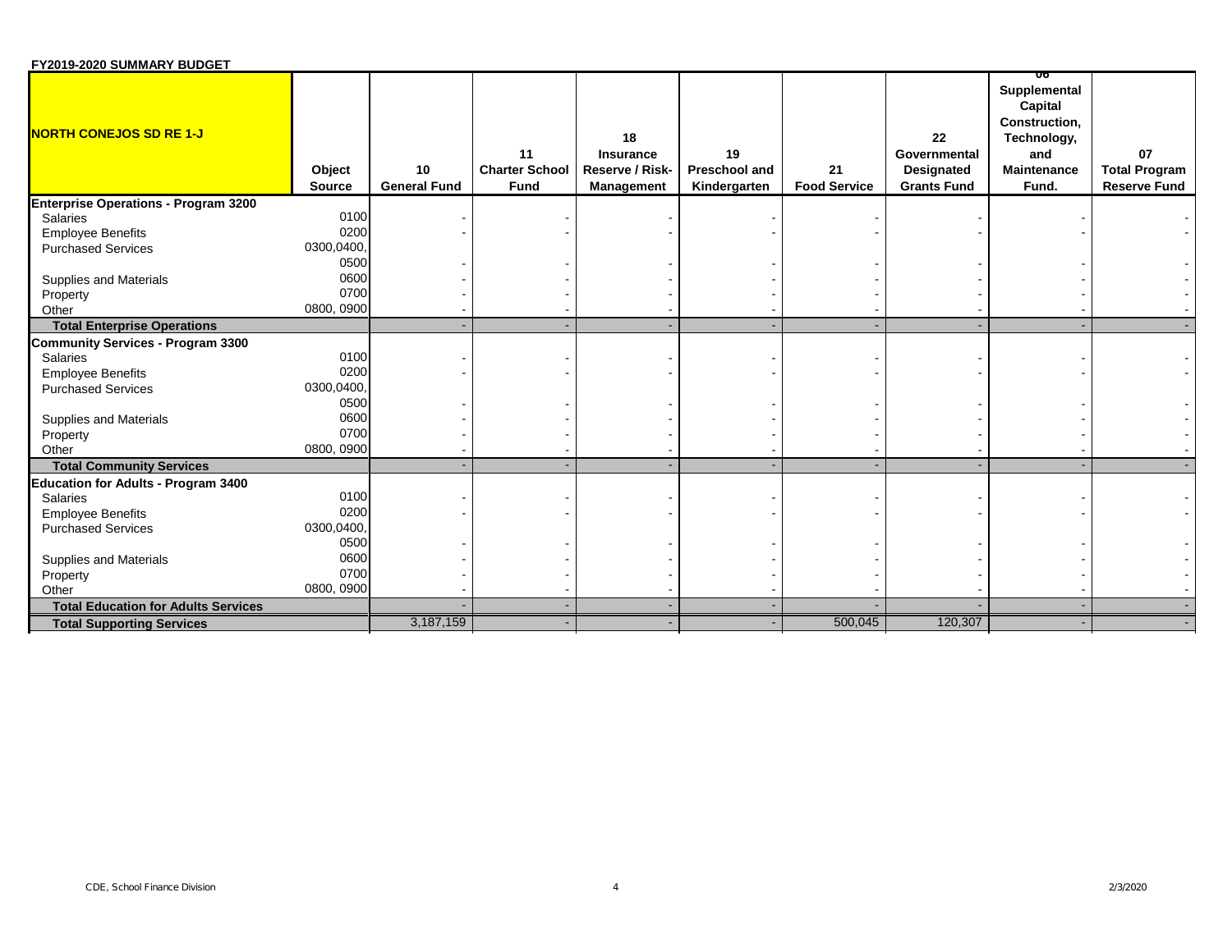**FY2019-2020 SUMMARY BUDGET**

| NORTH CONEJOS SD RE 1-J | Object Source | 10 General Fund | 11 Charter School Fund | 18 Insurance Reserve / Risk-Management | 19 Preschool and Kindergarten | 21 Food Service | 22 Governmental Designated Grants Fund | 06 Supplemental Capital Construction, Technology, and Maintenance Fund. | 07 Total Program Reserve Fund |
|---|---|---|---|---|---|---|---|---|---|
| **Enterprise Operations - Program 3200** | | | | | | | | | |
| Salaries | 0100 | - | - | - | - | - | - | - | - |
| Employee Benefits | 0200 | - | - | - | - | - | - | - | - |
| Purchased Services | 0300,0400, 0500 | - | - | - | - | - | - | - | - |
| Supplies and Materials | 0600 | - | - | - | - | - | - | - | - |
| Property | 0700 | - | - | - | - | - | - | - | - |
| Other | 0800, 0900 | - | - | - | - | - | - | - | - |
| **Total Enterprise Operations** | | - | - | - | - | - | - | - | - |
| **Community Services - Program 3300** | | | | | | | | | |
| Salaries | 0100 | - | - | - | - | - | - | - | - |
| Employee Benefits | 0200 | - | - | - | - | - | - | - | - |
| Purchased Services | 0300,0400, 0500 | - | - | - | - | - | - | - | - |
| Supplies and Materials | 0600 | - | - | - | - | - | - | - | - |
| Property | 0700 | - | - | - | - | - | - | - | - |
| Other | 0800, 0900 | - | - | - | - | - | - | - | - |
| **Total Community Services** | | - | - | - | - | - | - | - | - |
| **Education for Adults - Program 3400** | | | | | | | | | |
| Salaries | 0100 | - | - | - | - | - | - | - | - |
| Employee Benefits | 0200 | - | - | - | - | - | - | - | - |
| Purchased Services | 0300,0400, 0500 | - | - | - | - | - | - | - | - |
| Supplies and Materials | 0600 | - | - | - | - | - | - | - | - |
| Property | 0700 | - | - | - | - | - | - | - | - |
| Other | 0800, 0900 | - | - | - | - | - | - | - | - |
| **Total Education for Adults Services** | | - | - | - | - | - | - | - | - |
| **Total Supporting Services** | | 3,187,159 | - | - | - | 500,045 | 120,307 | - | - |

CDE, School Finance Division 2/3/2020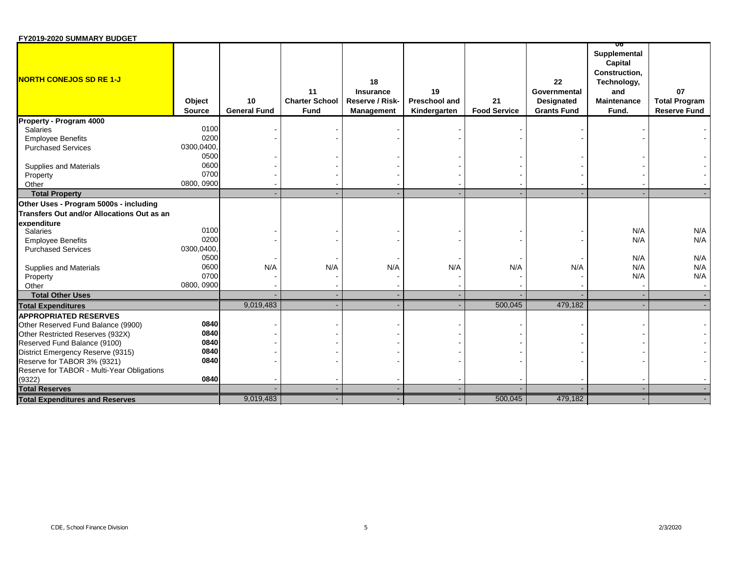**FY2019-2020 SUMMARY BUDGET**

| NORTH CONEJOS SD RE 1-J | Object Source | 10 General Fund | 11 Charter School Fund | 18 Insurance Reserve / Risk-Management | 19 Preschool and Kindergarten | 21 Food Service | 22 Governmental Designated Grants Fund | 06 Supplemental Capital Construction, Technology, and Maintenance Fund. | 07 Total Program Reserve Fund |
|---|---|---|---|---|---|---|---|---|---|
| **Property - Program 4000** | | | | | | | | | |
| Salaries | 0100 | - | - | - | - | - | - | - | - |
| Employee Benefits | 0200 | - | - | - | - | - | - | - | - |
| Purchased Services | 0300,0400, 0500 | - | - | - | - | - | - | - | - |
| Supplies and Materials | 0600 | - | - | - | - | - | - | - | - |
| Property | 0700 | - | - | - | - | - | - | - | - |
| Other | 0800, 0900 | - | - | - | - | - | - | - | - |
| **Total Property** | | - | - | - | - | - | - | - | - |
| **Other Uses - Program 5000s - including Transfers Out and/or Allocations Out as an expenditure** | | | | | | | | | |
| Salaries | 0100 | - | - | - | - | - | - | N/A | N/A |
| Employee Benefits | 0200 | - | - | - | - | - | - | N/A | N/A |
| Purchased Services | 0300,0400, 0500 | - | - | - | - | - | - | N/A | N/A |
| Supplies and Materials | 0600 | N/A | N/A | N/A | N/A | N/A | N/A | N/A | N/A |
| Property | 0700 | - | - | - | - | - | - | N/A | N/A |
| Other | 0800, 0900 | - | - | - | - | - | - | - | - |
| **Total Other Uses** | | - | - | - | - | - | - | - | - |
| **Total Expenditures** | | 9,019,483 | - | - | - | 500,045 | 479,182 | - | - |
| **APPROPRIATED RESERVES** | | | | | | | | | |
| Other Reserved Fund Balance (9900) | **0840** | - | - | - | - | - | - | - | - |
| Other Restricted Reserves (932X) | **0840** | - | - | - | - | - | - | - | - |
| Reserved Fund Balance (9100) | **0840** | - | - | - | - | - | - | - | - |
| District Emergency Reserve (9315) | **0840** | - | - | - | - | - | - | - | - |
| Reserve for TABOR 3% (9321) | **0840** | - | - | - | - | - | - | - | - |
| Reserve for TABOR - Multi-Year Obligations (9322) | **0840** | - | - | - | - | - | - | - | - |
| **Total Reserves** | | - | - | - | - | - | - | - | - |
| **Total Expenditures and Reserves** | | 9,019,483 | - | - | - | 500,045 | 479,182 | - | - |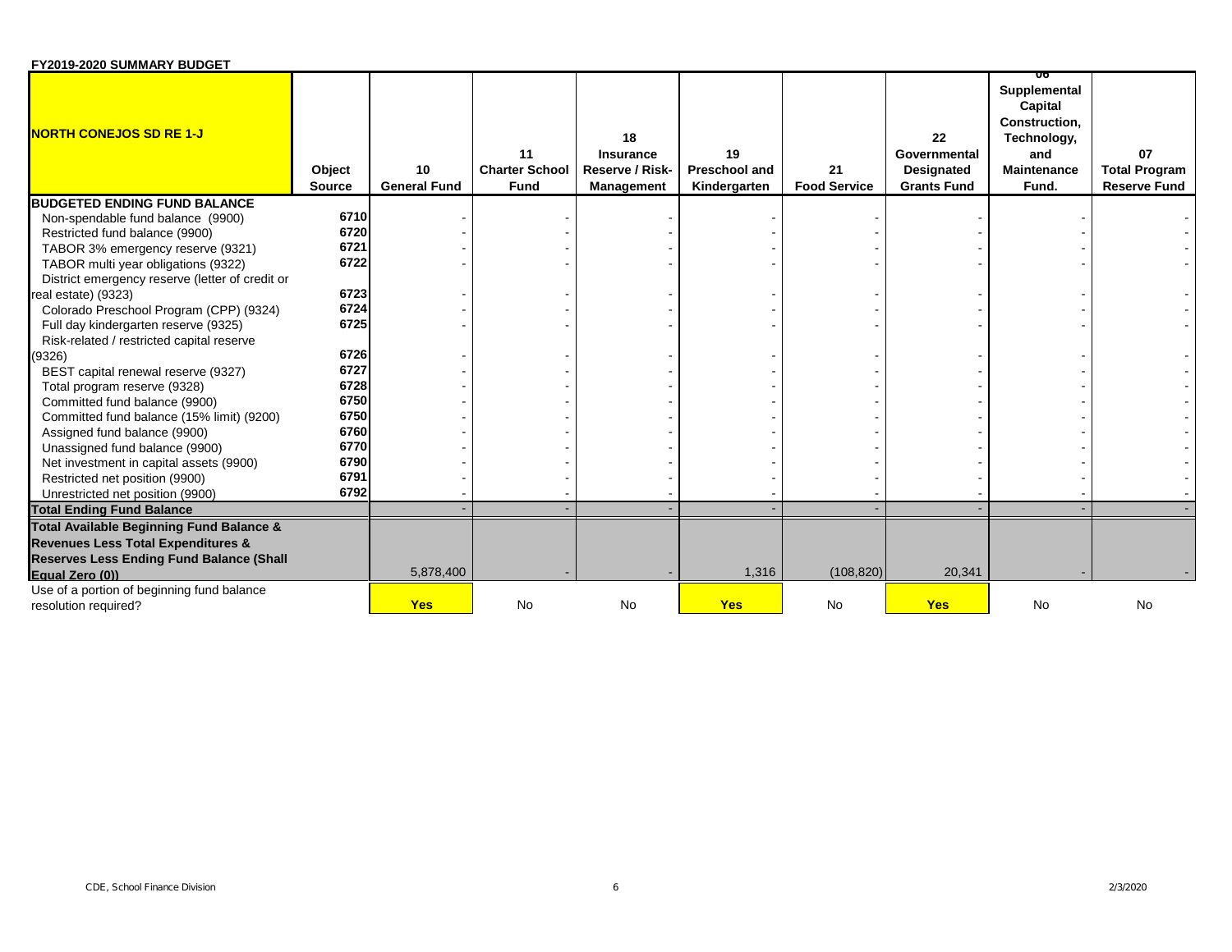**FY2019-2020 SUMMARY BUDGET**

| NORTH CONEJOS SD RE 1-J | Object Source | 10 General Fund | 11 Charter School Fund | 18 Insurance Reserve / Risk-Management | 19 Preschool and Kindergarten | 21 Food Service | 22 Governmental Designated Grants Fund | 06 Supplemental Capital Construction, Technology, and Maintenance Fund. | 07 Total Program Reserve Fund |
|---|---|---|---|---|---|---|---|---|---|
| **BUDGETED ENDING FUND BALANCE** | | | | | | | | | |
| Non-spendable fund balance (9900) | 6710 | - | - | - | - | - | - | - | - |
| Restricted fund balance (9900) | 6720 | - | - | - | - | - | - | - | - |
| TABOR 3% emergency reserve (9321) | 6721 | - | - | - | - | - | - | - | - |
| TABOR multi year obligations (9322) | 6722 | - | - | - | - | - | - | - | - |
| District emergency reserve (letter of credit or real estate) (9323) | 6723 | - | - | - | - | - | - | - | - |
| Colorado Preschool Program (CPP) (9324) | 6724 | - | - | - | - | - | - | - | - |
| Full day kindergarten reserve (9325) | 6725 | - | - | - | - | - | - | - | - |
| Risk-related / restricted capital reserve (9326) | 6726 | - | - | - | - | - | - | - | - |
| BEST capital renewal reserve (9327) | 6727 | - | - | - | - | - | - | - | - |
| Total program reserve (9328) | 6728 | - | - | - | - | - | - | - | - |
| Committed fund balance (9900) | 6750 | - | - | - | - | - | - | - | - |
| Committed fund balance (15% limit) (9200) | 6750 | - | - | - | - | - | - | - | - |
| Assigned fund balance (9900) | 6760 | - | - | - | - | - | - | - | - |
| Unassigned fund balance (9900) | 6770 | - | - | - | - | - | - | - | - |
| Net investment in capital assets (9900) | 6790 | - | - | - | - | - | - | - | - |
| Restricted net position (9900) | 6791 | - | - | - | - | - | - | - | - |
| Unrestricted net position (9900) | 6792 | - | - | - | - | - | - | - | - |
| **Total Ending Fund Balance** | | - | - | - | - | - | - | - | - |
| **Total Available Beginning Fund Balance & Revenues Less Total Expenditures & Reserves Less Ending Fund Balance (Shall Equal Zero (0))** | | 5,878,400 | - | - | 1,316 | (108,820) | 20,341 | - | - |
| Use of a portion of beginning fund balance resolution required? | | **Yes** | No | No | **Yes** | No | **Yes** | No | No |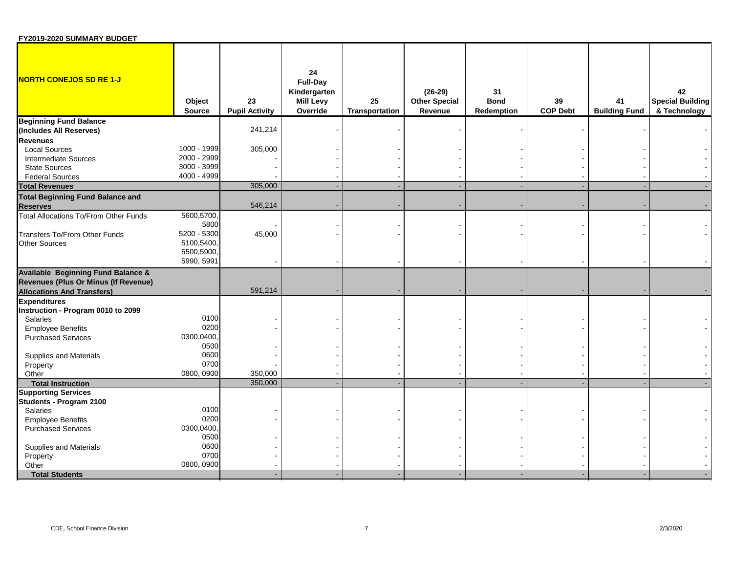**FY2019-2020 SUMMARY BUDGET**

| NORTH CONEJOS SD RE 1-J | Object Source | 23 Pupil Activity | 24 Full-Day Kindergarten Mill Levy Override | 25 Transportation | (26-29) Other Special Revenue | 31 Bond Redemption | 39 COP Debt | 41 Building Fund | 42 Special Building & Technology |
|---|---|---|---|---|---|---|---|---|---|
| **Beginning Fund Balance (Includes All Reserves)** | | 241,214 | - | - | - | - | - | - | - |
| **Revenues** | | | | | | | | | |
| Local Sources | 1000 - 1999 | 305,000 | - | - | - | - | - | - | - |
| Intermediate Sources | 2000 - 2999 | - | - | - | - | - | - | - | - |
| State Sources | 3000 - 3999 | - | - | - | - | - | - | - | - |
| Federal Sources | 4000 - 4999 | - | - | - | - | - | - | - | - |
| **Total Revenues** | | 305,000 | - | - | - | - | - | - | - |
| **Total Beginning Fund Balance and Reserves** | | 546,214 | - | - | - | - | - | - | - |
| Total Allocations To/From Other Funds | 5600,5700, 5800 | - | - | - | - | - | - | - | - |
| Transfers To/From Other Funds | 5200 - 5300 | 45,000 | - | - | - | - | - | - | - |
| Other Sources | 5100,5400, 5500,5900, 5990, 5991 | - | - | - | - | - | - | - | - |
| **Available Beginning Fund Balance & Revenues (Plus Or Minus (If Revenue) Allocations And Transfers)** | | 591,214 | - | - | - | - | - | - | - |
| **Expenditures** | | | | | | | | | |
| **Instruction - Program 0010 to 2099** | | | | | | | | | |
| Salaries | 0100 | - | - | - | - | - | - | - | - |
| Employee Benefits | 0200 | - | - | - | - | - | - | - | - |
| Purchased Services | 0300,0400, 0500 | - | - | - | - | - | - | - | - |
| Supplies and Materials | 0600 | - | - | - | - | - | - | - | - |
| Property | 0700 | - | - | - | - | - | - | - | - |
| Other | 0800, 0900 | 350,000 | - | - | - | - | - | - | - |
| **Total Instruction** | | 350,000 | - | - | - | - | - | - | - |
| **Supporting Services** | | | | | | | | | |
| **Students - Program 2100** | | | | | | | | | |
| Salaries | 0100 | - | - | - | - | - | - | - | - |
| Employee Benefits | 0200 | - | - | - | - | - | - | - | - |
| Purchased Services | 0300,0400, 0500 | - | - | - | - | - | - | - | - |
| Supplies and Materials | 0600 | - | - | - | - | - | - | - | - |
| Property | 0700 | - | - | - | - | - | - | - | - |
| Other | 0800, 0900 | - | - | - | - | - | - | - | - |
| **Total Students** | | - | - | - | - | - | - | - | - |

CDE, School Finance Division 2/3/2020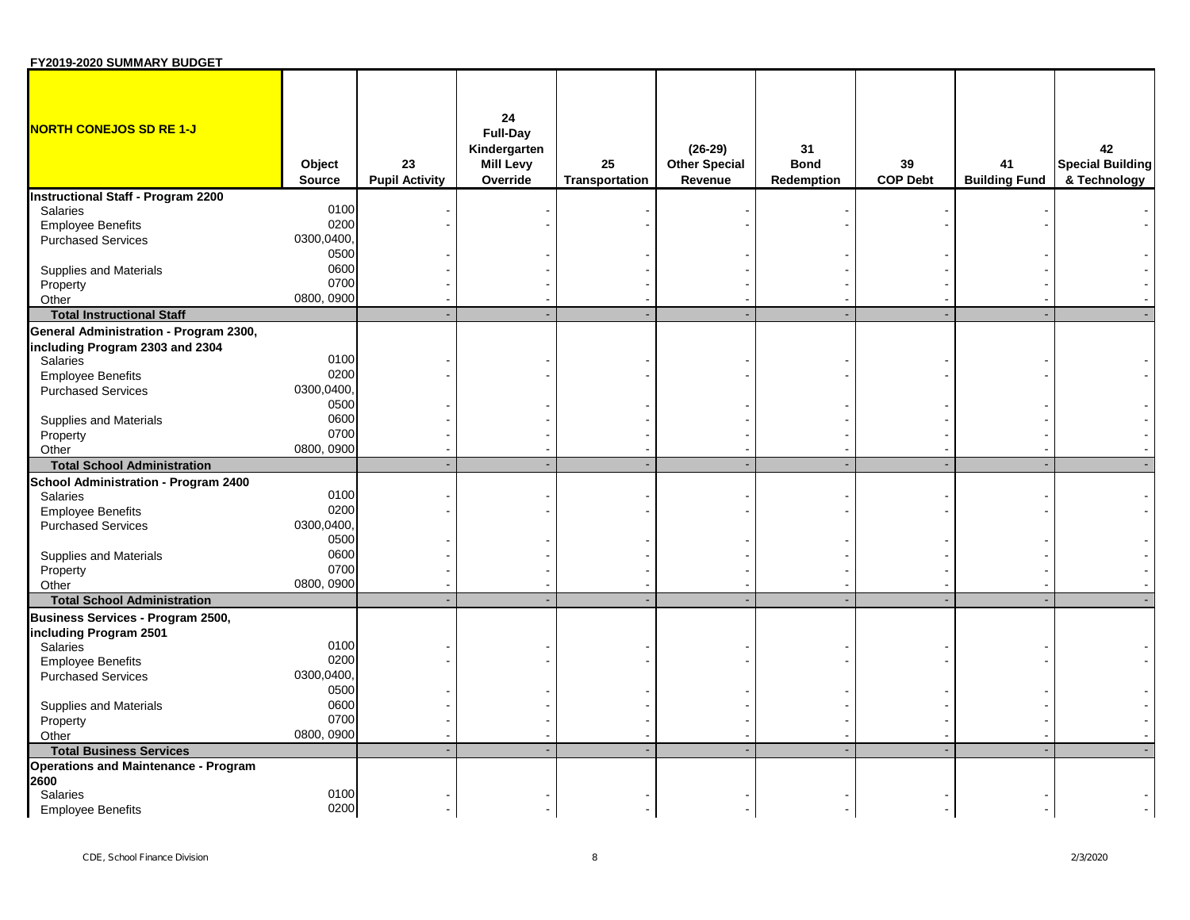**FY2019-2020 SUMMARY BUDGET**

| NORTH CONEJOS SD RE 1-J | Object Source | 23 Pupil Activity | 24 Full-Day Kindergarten Mill Levy Override | 25 Transportation | (26-29) Other Special Revenue | 31 Bond Redemption | 39 COP Debt | 41 Building Fund | 42 Special Building & Technology |
|---|---|---|---|---|---|---|---|---|---|
| **Instructional Staff - Program 2200** | | | | | | | | | |
| Salaries | 0100 | - | - | - | - | - | - | - | - |
| Employee Benefits | 0200 | - | - | - | - | - | - | - | - |
| Purchased Services | 0300,0400, 0500 | - | - | - | - | - | - | - | - |
| Supplies and Materials | 0600 | - | - | - | - | - | - | - | - |
| Property | 0700 | - | - | - | - | - | - | - | - |
| Other | 0800, 0900 | - | - | - | - | - | - | - | - |
| **Total Instructional Staff** | | - | - | - | - | - | - | - | - |
| **General Administration - Program 2300, including Program 2303 and 2304** | | | | | | | | | |
| Salaries | 0100 | - | - | - | - | - | - | - | - |
| Employee Benefits | 0200 | - | - | - | - | - | - | - | - |
| Purchased Services | 0300,0400, 0500 | - | - | - | - | - | - | - | - |
| Supplies and Materials | 0600 | - | - | - | - | - | - | - | - |
| Property | 0700 | - | - | - | - | - | - | - | - |
| Other | 0800, 0900 | - | - | - | - | - | - | - | - |
| **Total School Administration** | | - | - | - | - | - | - | - | - |
| **School Administration - Program 2400** | | | | | | | | | |
| Salaries | 0100 | - | - | - | - | - | - | - | - |
| Employee Benefits | 0200 | - | - | - | - | - | - | - | - |
| Purchased Services | 0300,0400, 0500 | - | - | - | - | - | - | - | - |
| Supplies and Materials | 0600 | - | - | - | - | - | - | - | - |
| Property | 0700 | - | - | - | - | - | - | - | - |
| Other | 0800, 0900 | - | - | - | - | - | - | - | - |
| **Total School Administration** | | - | - | - | - | - | - | - | - |
| **Business Services - Program 2500, including Program 2501** | | | | | | | | | |
| Salaries | 0100 | - | - | - | - | - | - | - | - |
| Employee Benefits | 0200 | - | - | - | - | - | - | - | - |
| Purchased Services | 0300,0400, 0500 | - | - | - | - | - | - | - | - |
| Supplies and Materials | 0600 | - | - | - | - | - | - | - | - |
| Property | 0700 | - | - | - | - | - | - | - | - |
| Other | 0800, 0900 | - | - | - | - | - | - | - | - |
| **Total Business Services** | | - | - | - | - | - | - | - | - |
| **Operations and Maintenance - Program 2600** | | | | | | | | | |
| Salaries | 0100 | - | - | - | - | - | - | - | - |
| Employee Benefits | 0200 | - | - | - | - | - | - | - | - |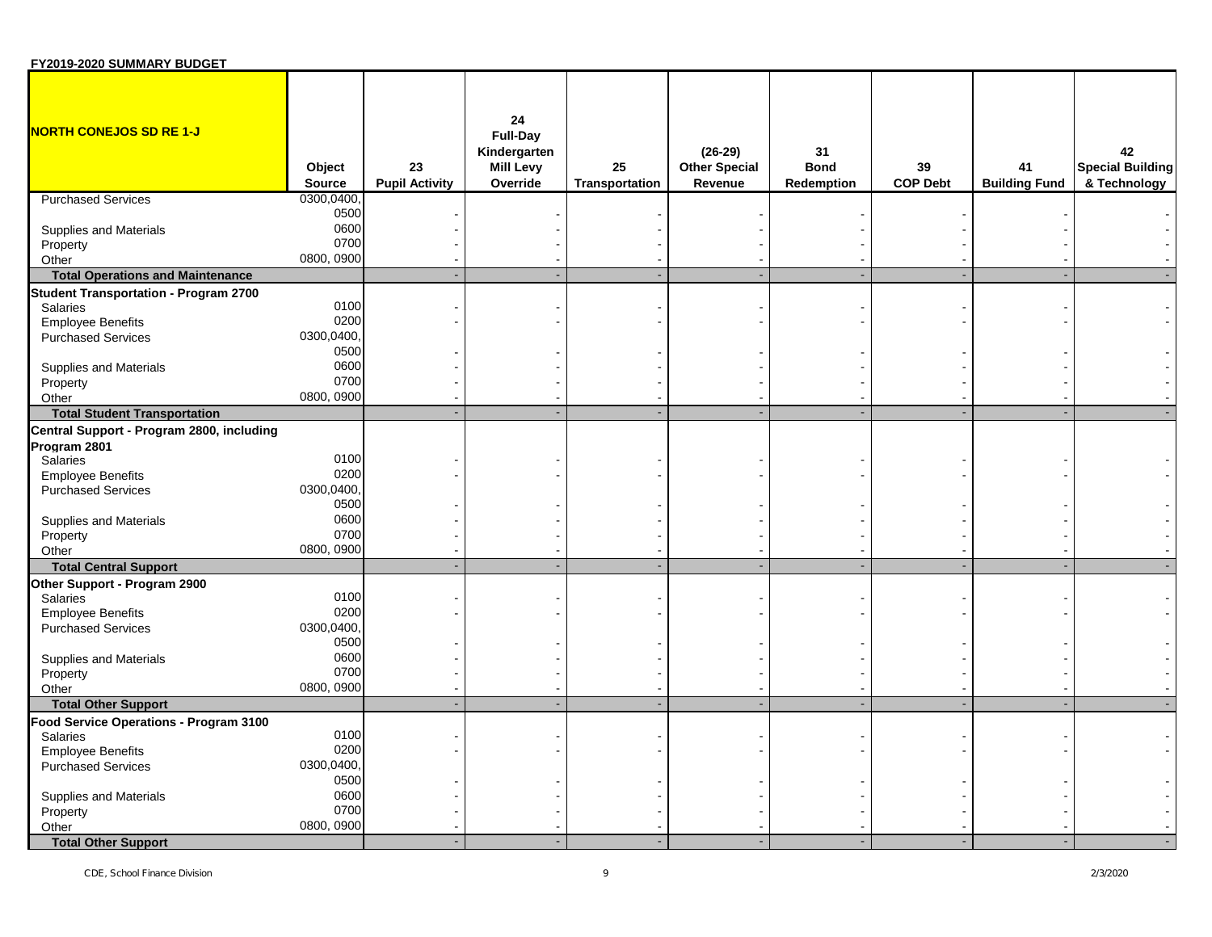**FY2019-2020 SUMMARY BUDGET**

| NORTH CONEJOS SD RE 1-J | Object Source | 23 Pupil Activity | 24 Full-Day Kindergarten Mill Levy Override | 25 Transportation | (26-29) Other Special Revenue | 31 Bond Redemption | 39 COP Debt | 41 Building Fund | 42 Special Building & Technology |
|---|---|---|---|---|---|---|---|---|---|
| Purchased Services | 0300,0400, 0500 | - | - | - | - | - | - | - | - |
| Supplies and Materials | 0600 | - | - | - | - | - | - | - | - |
| Property | 0700 | - | - | - | - | - | - | - | - |
| Other | 0800, 0900 | - | - | - | - | - | - | - | - |
| **Total Operations and Maintenance** | | - | - | - | - | - | - | - | - |
| **Student Transportation - Program 2700** | | | | | | | | | |
| Salaries | 0100 | - | - | - | - | - | - | - | - |
| Employee Benefits | 0200 | - | - | - | - | - | - | - | - |
| Purchased Services | 0300,0400, 0500 | - | - | - | - | - | - | - | - |
| Supplies and Materials | 0600 | - | - | - | - | - | - | - | - |
| Property | 0700 | - | - | - | - | - | - | - | - |
| Other | 0800, 0900 | - | - | - | - | - | - | - | - |
| **Total Student Transportation** | | - | - | - | - | - | - | - | - |
| **Central Support - Program 2800, including Program 2801** | | | | | | | | | |
| Salaries | 0100 | - | - | - | - | - | - | - | - |
| Employee Benefits | 0200 | - | - | - | - | - | - | - | - |
| Purchased Services | 0300,0400, 0500 | - | - | - | - | - | - | - | - |
| Supplies and Materials | 0600 | - | - | - | - | - | - | - | - |
| Property | 0700 | - | - | - | - | - | - | - | - |
| Other | 0800, 0900 | - | - | - | - | - | - | - | - |
| **Total Central Support** | | - | - | - | - | - | - | - | - |
| **Other Support - Program 2900** | | | | | | | | | |
| Salaries | 0100 | - | - | - | - | - | - | - | - |
| Employee Benefits | 0200 | - | - | - | - | - | - | - | - |
| Purchased Services | 0300,0400, 0500 | - | - | - | - | - | - | - | - |
| Supplies and Materials | 0600 | - | - | - | - | - | - | - | - |
| Property | 0700 | - | - | - | - | - | - | - | - |
| Other | 0800, 0900 | - | - | - | - | - | - | - | - |
| **Total Other Support** | | - | - | - | - | - | - | - | - |
| **Food Service Operations - Program 3100** | | | | | | | | | |
| Salaries | 0100 | - | - | - | - | - | - | - | - |
| Employee Benefits | 0200 | - | - | - | - | - | - | - | - |
| Purchased Services | 0300,0400, 0500 | - | - | - | - | - | - | - | - |
| Supplies and Materials | 0600 | - | - | - | - | - | - | - | - |
| Property | 0700 | - | - | - | - | - | - | - | - |
| Other | 0800, 0900 | - | - | - | - | - | - | - | - |
| **Total Other Support** | | - | - | - | - | - | - | - | - |

CDE, School Finance Division 2/3/2020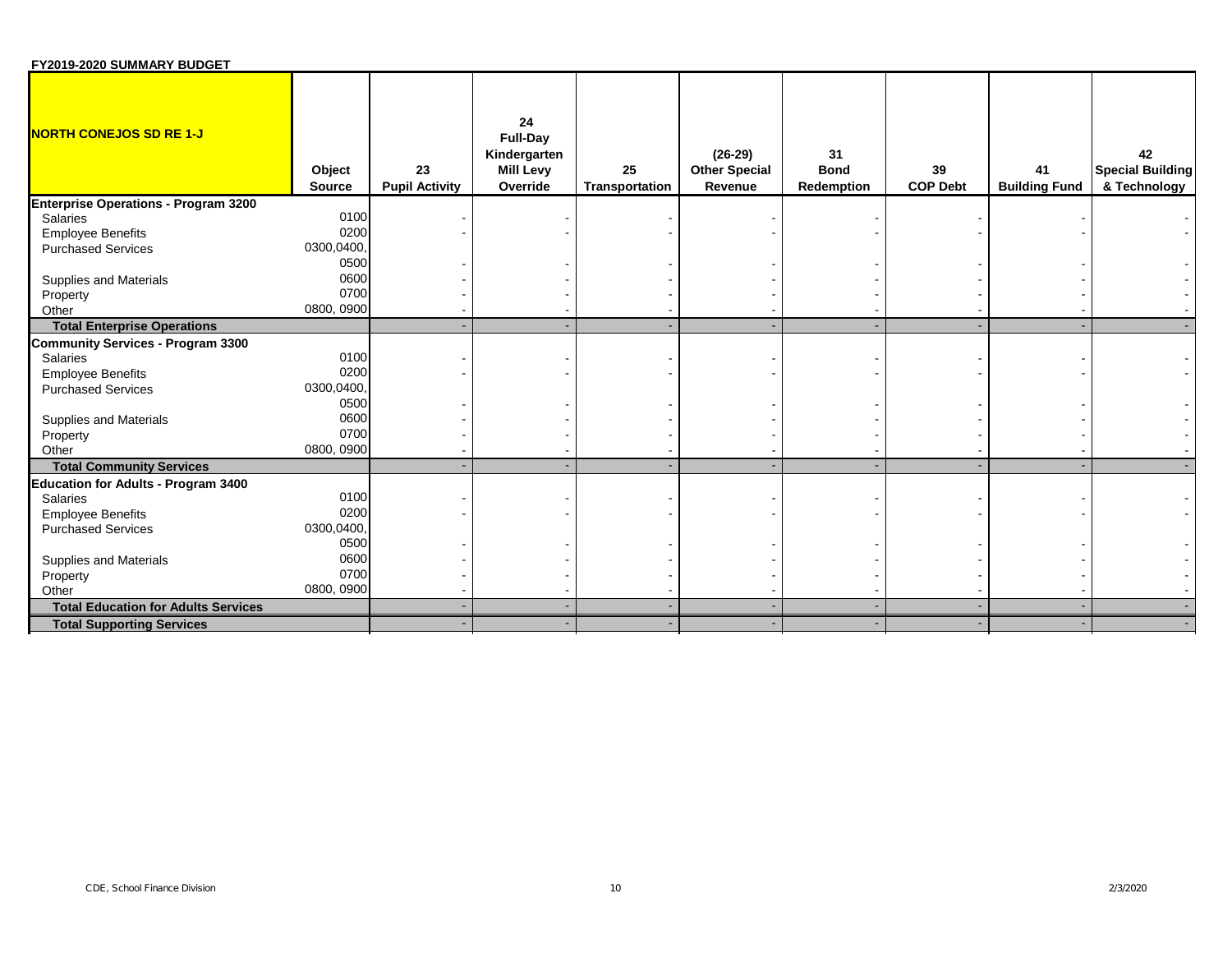**FY2019-2020 SUMMARY BUDGET**

| NORTH CONEJOS SD RE 1-J | Object Source | 23 Pupil Activity | 24 Full-Day Kindergarten Mill Levy Override | 25 Transportation | (26-29) Other Special Revenue | 31 Bond Redemption | 39 COP Debt | 41 Building Fund | 42 Special Building & Technology |
|---|---|---|---|---|---|---|---|---|---|
| **Enterprise Operations - Program 3200** | | | | | | | | | |
| Salaries | 0100 | - | - | - | - | - | - | - | - |
| Employee Benefits | 0200 | - | - | - | - | - | - | - | - |
| Purchased Services | 0300,0400, 0500 | - | - | - | - | - | - | - | - |
| Supplies and Materials | 0600 | - | - | - | - | - | - | - | - |
| Property | 0700 | - | - | - | - | - | - | - | - |
| Other | 0800, 0900 | - | - | - | - | - | - | - | - |
| **Total Enterprise Operations** | | - | - | - | - | - | - | - | - |
| **Community Services - Program 3300** | | | | | | | | | |
| Salaries | 0100 | - | - | - | - | - | - | - | - |
| Employee Benefits | 0200 | - | - | - | - | - | - | - | - |
| Purchased Services | 0300,0400, 0500 | - | - | - | - | - | - | - | - |
| Supplies and Materials | 0600 | - | - | - | - | - | - | - | - |
| Property | 0700 | - | - | - | - | - | - | - | - |
| Other | 0800, 0900 | - | - | - | - | - | - | - | - |
| **Total Community Services** | | - | - | - | - | - | - | - | - |
| **Education for Adults - Program 3400** | | | | | | | | | |
| Salaries | 0100 | - | - | - | - | - | - | - | - |
| Employee Benefits | 0200 | - | - | - | - | - | - | - | - |
| Purchased Services | 0300,0400, 0500 | - | - | - | - | - | - | - | - |
| Supplies and Materials | 0600 | - | - | - | - | - | - | - | - |
| Property | 0700 | - | - | - | - | - | - | - | - |
| Other | 0800, 0900 | - | - | - | - | - | - | - | - |
| **Total Education for Adults Services** | | - | - | - | - | - | - | - | - |
| **Total Supporting Services** | | - | - | - | - | - | - | - | - |

CDE, School Finance Division 2/3/2020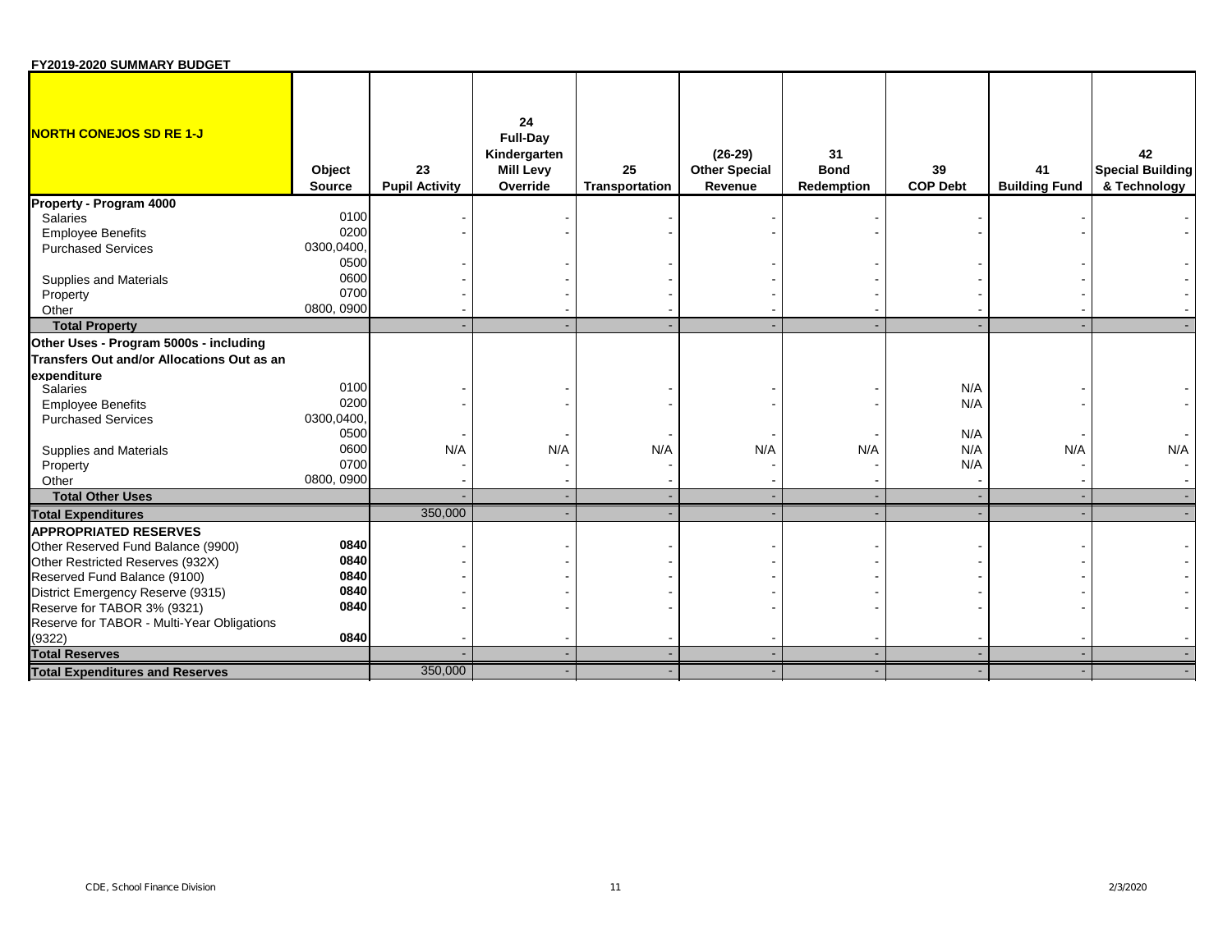**FY2019-2020 SUMMARY BUDGET**

| NORTH CONEJOS SD RE 1-J | Object Source | 23 Pupil Activity | 24 Full-Day Kindergarten Mill Levy Override | 25 Transportation | (26-29) Other Special Revenue | 31 Bond Redemption | 39 COP Debt | 41 Building Fund | 42 Special Building & Technology |
|---|---|---|---|---|---|---|---|---|---|
| **Property - Program 4000** | | | | | | | | | |
| Salaries | 0100 | - | - | - | - | - | - | - | - |
| Employee Benefits | 0200 | - | - | - | - | - | - | - | - |
| Purchased Services | 0300,0400, 0500 | - | - | - | - | - | - | - | - |
| Supplies and Materials | 0600 | - | - | - | - | - | - | - | - |
| Property | 0700 | - | - | - | - | - | - | - | - |
| Other | 0800, 0900 | - | - | - | - | - | - | - | - |
| **Total Property** | | - | - | - | - | - | - | - | - |
| **Other Uses - Program 5000s - including Transfers Out and/or Allocations Out as an expenditure** | | | | | | | | | |
| Salaries | 0100 | - | - | - | - | - | N/A | - | - |
| Employee Benefits | 0200 | - | - | - | - | - | N/A | - | - |
| Purchased Services | 0300,0400, 0500 | - | - | - | - | - | N/A | - | - |
| Supplies and Materials | 0600 | N/A | N/A | N/A | N/A | N/A | N/A | N/A | N/A |
| Property | 0700 | - | - | - | - | - | N/A | - | - |
| Other | 0800, 0900 | - | - | - | - | - | - | - | - |
| **Total Other Uses** | | - | - | - | - | - | - | - | - |
| **Total Expenditures** | | 350,000 | - | - | - | - | - | - | - |
| **APPROPRIATED RESERVES** | | | | | | | | | |
| Other Reserved Fund Balance (9900) | 0840 | - | - | - | - | - | - | - | - |
| Other Restricted Reserves (932X) | 0840 | - | - | - | - | - | - | - | - |
| Reserved Fund Balance (9100) | 0840 | - | - | - | - | - | - | - | - |
| District Emergency Reserve (9315) | 0840 | - | - | - | - | - | - | - | - |
| Reserve for TABOR 3% (9321) | 0840 | - | - | - | - | - | - | - | - |
| Reserve for TABOR - Multi-Year Obligations (9322) | 0840 | - | - | - | - | - | - | - | - |
| **Total Reserves** | | - | - | - | - | - | - | - | - |
| **Total Expenditures and Reserves** | | 350,000 | - | - | - | - | - | - | - |

CDE, School Finance Division

2/3/2020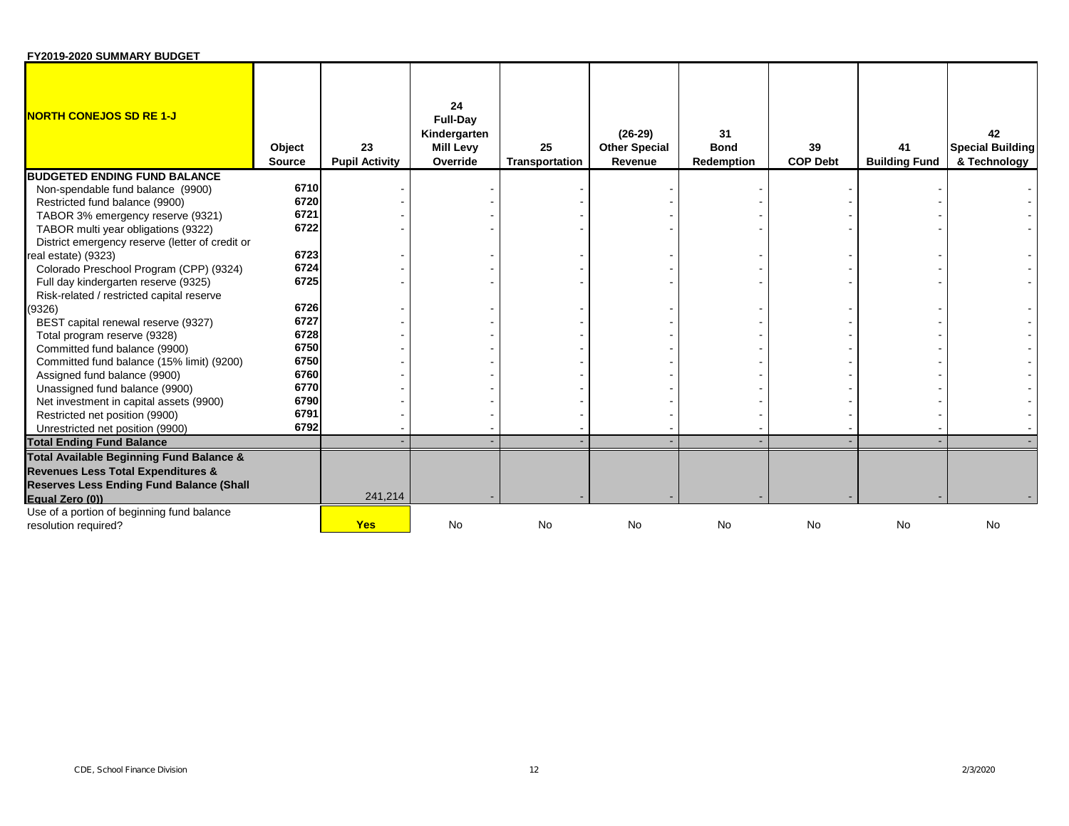**FY2019-2020 SUMMARY BUDGET**

| **NORTH CONEJOS SD RE 1-J** | Object Source | 23 Pupil Activity | 24 Full-Day Kindergarten Mill Levy Override | 25 Transportation | (26-29) Other Special Revenue | 31 Bond Redemption | 39 COP Debt | 41 Building Fund | 42 Special Building & Technology |
|---|---|---|---|---|---|---|---|---|---|
| **BUDGETED ENDING FUND BALANCE** | | | | | | | | | |
| Non-spendable fund balance (9900) | 6710 | - | - | - | - | - | - | - | - |
| Restricted fund balance (9900) | 6720 | - | - | - | - | - | - | - | - |
| TABOR 3% emergency reserve (9321) | 6721 | - | - | - | - | - | - | - | - |
| TABOR multi year obligations (9322) | 6722 | - | - | - | - | - | - | - | - |
| District emergency reserve (letter of credit or real estate) (9323) | 6723 | - | - | - | - | - | - | - | - |
| Colorado Preschool Program (CPP) (9324) | 6724 | - | - | - | - | - | - | - | - |
| Full day kindergarten reserve (9325) | 6725 | - | - | - | - | - | - | - | - |
| Risk-related / restricted capital reserve (9326) | 6726 | - | - | - | - | - | - | - | - |
| BEST capital renewal reserve (9327) | 6727 | - | - | - | - | - | - | - | - |
| Total program reserve (9328) | 6728 | - | - | - | - | - | - | - | - |
| Committed fund balance (9900) | 6750 | - | - | - | - | - | - | - | - |
| Committed fund balance (15% limit) (9200) | 6750 | - | - | - | - | - | - | - | - |
| Assigned fund balance (9900) | 6760 | - | - | - | - | - | - | - | - |
| Unassigned fund balance (9900) | 6770 | - | - | - | - | - | - | - | - |
| Net investment in capital assets (9900) | 6790 | - | - | - | - | - | - | - | - |
| Restricted net position (9900) | 6791 | - | - | - | - | - | - | - | - |
| Unrestricted net position (9900) | 6792 | - | - | - | - | - | - | - | - |
| **Total Ending Fund Balance** | | - | - | - | - | - | - | - | - |
| **Total Available Beginning Fund Balance & Revenues Less Total Expenditures & Reserves Less Ending Fund Balance (Shall Equal Zero (0))** | | 241,214 | - | - | - | - | - | - | - |
| Use of a portion of beginning fund balance resolution required? | | **Yes** | No | No | No | No | No | No | No |

CDE, School Finance Division | 2/3/2020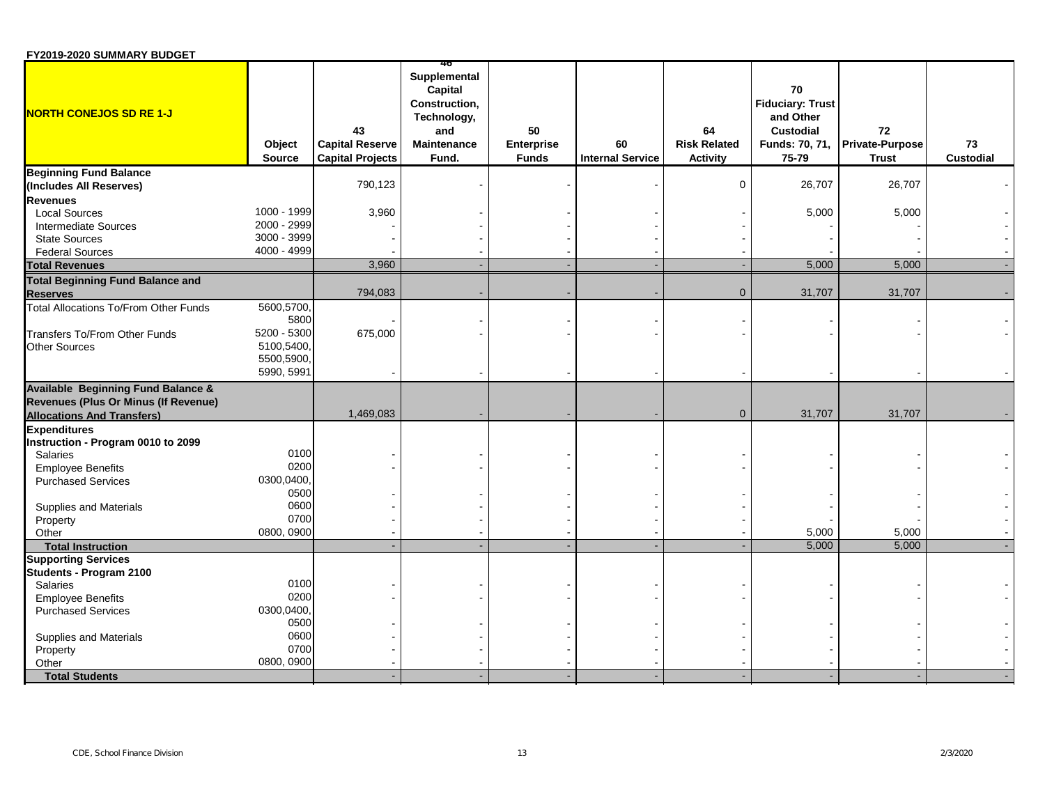**FY2019-2020 SUMMARY BUDGET**

| **NORTH CONEJOS SD RE 1-J** | Object Source | 43 Capital Reserve Capital Projects | 46 Supplemental Capital Construction, Technology, and Maintenance Fund. | 50 Enterprise Funds | 60 Internal Service | 64 Risk Related Activity | 70 Fiduciary: Trust and Other Custodial Funds: 70, 71, 75-79 | 72 Private-Purpose Trust | 73 Custodial |
|---|---|---|---|---|---|---|---|---|---|
| **Beginning Fund Balance (Includes All Reserves)** | | 790,123 | - | - | - | 0 | 26,707 | 26,707 | - |
| **Revenues** | | | | | | | | | |
| Local Sources | 1000 - 1999 | 3,960 | - | - | - | - | 5,000 | 5,000 | - |
| Intermediate Sources | 2000 - 2999 | - | - | - | - | - | - | - | - |
| State Sources | 3000 - 3999 | - | - | - | - | - | - | - | - |
| Federal Sources | 4000 - 4999 | - | - | - | - | - | - | - | - |
| **Total Revenues** | | 3,960 | - | - | - | - | 5,000 | 5,000 | - |
| **Total Beginning Fund Balance and Reserves** | | 794,083 | - | - | - | 0 | 31,707 | 31,707 | - |
| Total Allocations To/From Other Funds | 5600,5700, 5800 | - | - | - | - | - | - | - | - |
| Transfers To/From Other Funds | 5200 - 5300 | 675,000 | - | - | - | - | - | - | - |
| Other Sources | 5100,5400, 5500,5900, 5990, 5991 | - | - | - | - | - | - | - | - |
| **Available Beginning Fund Balance & Revenues (Plus Or Minus (If Revenue) Allocations And Transfers)** | | 1,469,083 | - | - | - | 0 | 31,707 | 31,707 | - |
| **Expenditures** | | | | | | | | | |
| **Instruction - Program 0010 to 2099** | | | | | | | | | |
| Salaries | 0100 | - | - | - | - | - | - | - | - |
| Employee Benefits | 0200 | - | - | - | - | - | - | - | - |
| Purchased Services | 0300,0400, 0500 | - | - | - | - | - | - | - | - |
| Supplies and Materials | 0600 | - | - | - | - | - | - | - | - |
| Property | 0700 | - | - | - | - | - | - | - | - |
| Other | 0800, 0900 | - | - | - | - | - | 5,000 | 5,000 | - |
| **Total Instruction** | | - | - | - | - | - | 5,000 | 5,000 | - |
| **Supporting Services** | | | | | | | | | |
| **Students - Program 2100** | | | | | | | | | |
| Salaries | 0100 | - | - | - | - | - | - | - | - |
| Employee Benefits | 0200 | - | - | - | - | - | - | - | - |
| Purchased Services | 0300,0400, 0500 | - | - | - | - | - | - | - | - |
| Supplies and Materials | 0600 | - | - | - | - | - | - | - | - |
| Property | 0700 | - | - | - | - | - | - | - | - |
| Other | 0800, 0900 | - | - | - | - | - | - | - | - |
| **Total Students** | | - | - | - | - | - | - | - | - |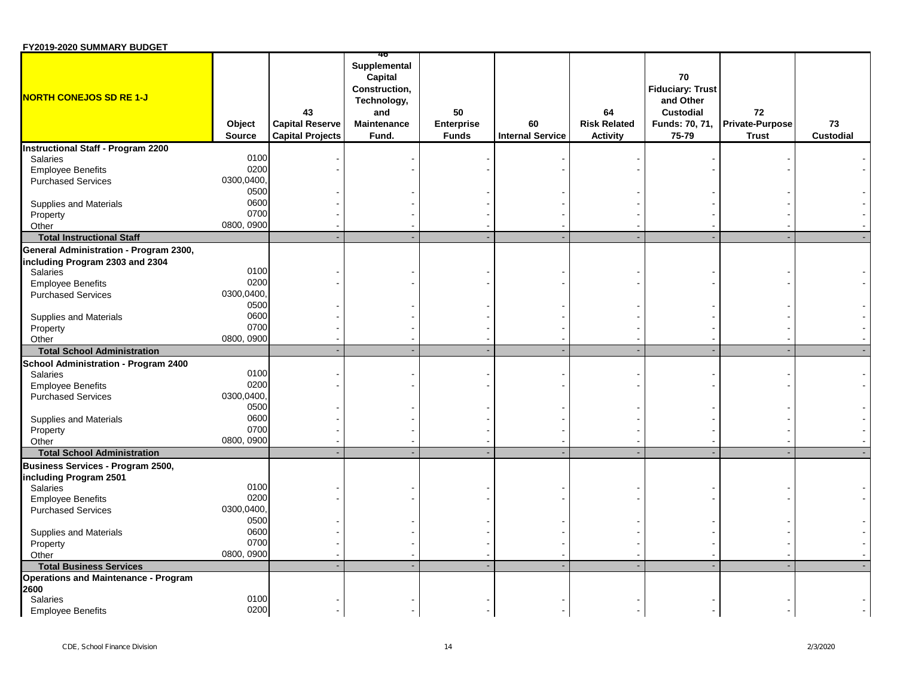**FY2019-2020 SUMMARY BUDGET**

| NORTH CONEJOS SD RE 1-J | Object Source | 43 Capital Reserve Capital Projects | 46 Supplemental Capital Construction, Technology, and Maintenance Fund. | 50 Enterprise Funds | 60 Internal Service | 64 Risk Related Activity | 70 Fiduciary: Trust and Other Custodial Funds: 70, 71, 75-79 | 72 Private-Purpose Trust | 73 Custodial |
|---|---|---|---|---|---|---|---|---|---|
| **Instructional Staff - Program 2200** | | | | | | | | | |
| Salaries | 0100 | - | - | - | - | - | - | - | - |
| Employee Benefits | 0200 | - | - | - | - | - | - | - | - |
| Purchased Services | 0300,0400, 0500 | - | - | - | - | - | - | - | - |
| Supplies and Materials | 0600 | - | - | - | - | - | - | - | - |
| Property | 0700 | - | - | - | - | - | - | - | - |
| Other | 0800, 0900 | - | - | - | - | - | - | - | - |
| **Total Instructional Staff** | | - | - | - | - | - | - | - | - |
| **General Administration - Program 2300, including Program 2303 and 2304** | | | | | | | | | |
| Salaries | 0100 | - | - | - | - | - | - | - | - |
| Employee Benefits | 0200 | - | - | - | - | - | - | - | - |
| Purchased Services | 0300,0400, 0500 | - | - | - | - | - | - | - | - |
| Supplies and Materials | 0600 | - | - | - | - | - | - | - | - |
| Property | 0700 | - | - | - | - | - | - | - | - |
| Other | 0800, 0900 | - | - | - | - | - | - | - | - |
| **Total School Administration** | | - | - | - | - | - | - | - | - |
| **School Administration - Program 2400** | | | | | | | | | |
| Salaries | 0100 | - | - | - | - | - | - | - | - |
| Employee Benefits | 0200 | - | - | - | - | - | - | - | - |
| Purchased Services | 0300,0400, 0500 | - | - | - | - | - | - | - | - |
| Supplies and Materials | 0600 | - | - | - | - | - | - | - | - |
| Property | 0700 | - | - | - | - | - | - | - | - |
| Other | 0800, 0900 | - | - | - | - | - | - | - | - |
| **Total School Administration** | | - | - | - | - | - | - | - | - |
| **Business Services - Program 2500, including Program 2501** | | | | | | | | | |
| Salaries | 0100 | - | - | - | - | - | - | - | - |
| Employee Benefits | 0200 | - | - | - | - | - | - | - | - |
| Purchased Services | 0300,0400, 0500 | - | - | - | - | - | - | - | - |
| Supplies and Materials | 0600 | - | - | - | - | - | - | - | - |
| Property | 0700 | - | - | - | - | - | - | - | - |
| Other | 0800, 0900 | - | - | - | - | - | - | - | - |
| **Total Business Services** | | - | - | - | - | - | - | - | - |
| **Operations and Maintenance - Program 2600** | | | | | | | | | |
| Salaries | 0100 | - | - | - | - | - | - | - | - |
| Employee Benefits | 0200 | - | - | - | - | - | - | - | - |

CDE, School Finance Division 2/3/2020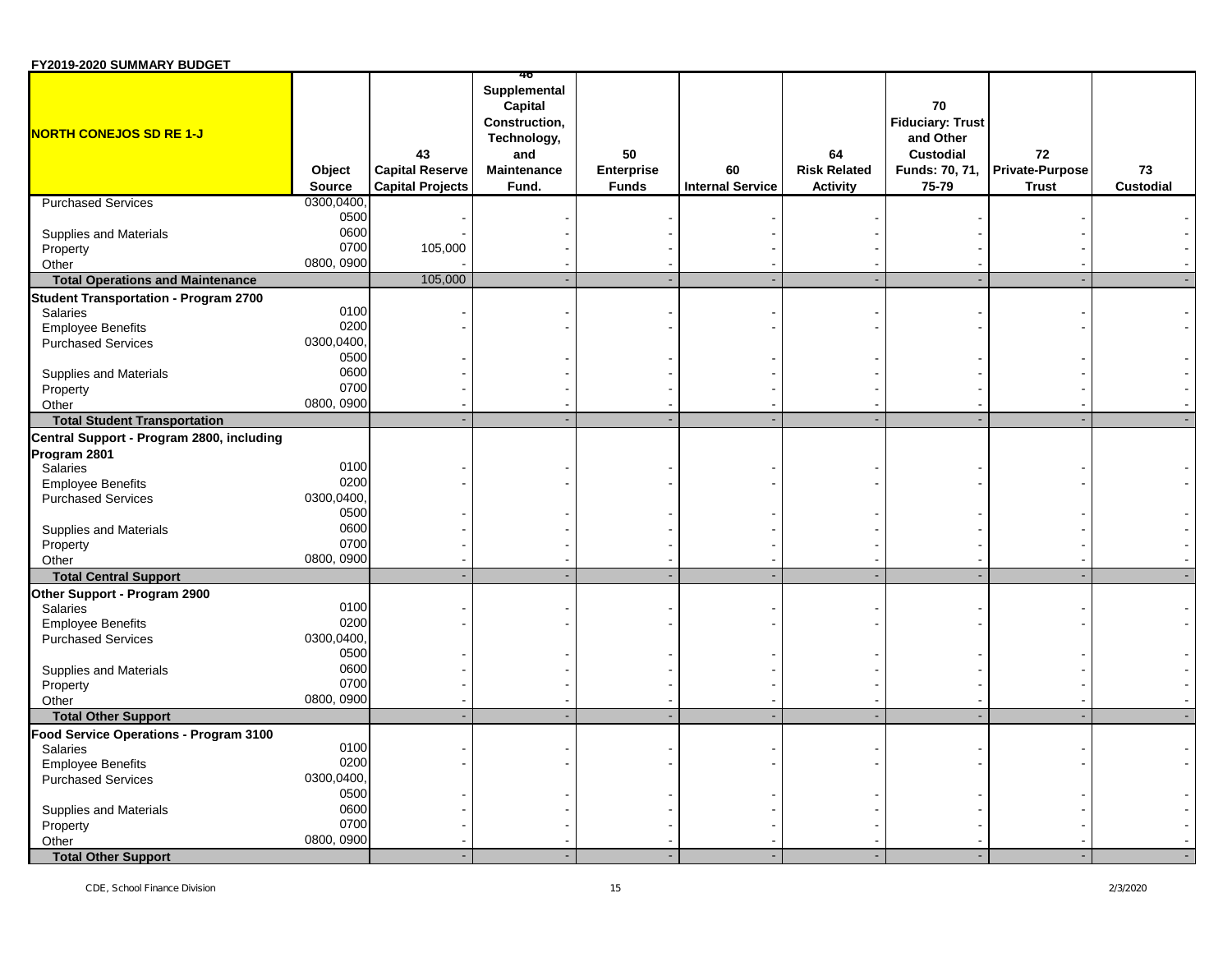**FY2019-2020 SUMMARY BUDGET**

| NORTH CONEJOS SD RE 1-J | Object Source | 43 Capital Reserve Capital Projects | 46 Supplemental Capital Construction, Technology, and Maintenance Fund. | 50 Enterprise Funds | 60 Internal Service | 64 Risk Related Activity | 70 Fiduciary: Trust and Other Custodial Funds: 70, 71, 75-79 | 72 Private-Purpose Trust | 73 Custodial |
|---|---|---|---|---|---|---|---|---|---|
| Purchased Services | 0300,0400, 0500 | - | - | - | - | - | - | - | - |
| Supplies and Materials | 0600 | - | - | - | - | - | - | - | - |
| Property | 0700 | 105,000 | - | - | - | - | - | - | - |
| Other | 0800, 0900 | - | - | - | - | - | - | - | - |
| **Total Operations and Maintenance** | | 105,000 | - | - | - | - | - | - | - |
| **Student Transportation - Program 2700** | | | | | | | | | |
| Salaries | 0100 | - | - | - | - | - | - | - | - |
| Employee Benefits | 0200 | - | - | - | - | - | - | - | - |
| Purchased Services | 0300,0400, 0500 | - | - | - | - | - | - | - | - |
| Supplies and Materials | 0600 | - | - | - | - | - | - | - | - |
| Property | 0700 | - | - | - | - | - | - | - | - |
| Other | 0800, 0900 | - | - | - | - | - | - | - | - |
| **Total Student Transportation** | | - | - | - | - | - | - | - | - |
| **Central Support - Program 2800, including Program 2801** | | | | | | | | | |
| Salaries | 0100 | - | - | - | - | - | - | - | - |
| Employee Benefits | 0200 | - | - | - | - | - | - | - | - |
| Purchased Services | 0300,0400, 0500 | - | - | - | - | - | - | - | - |
| Supplies and Materials | 0600 | - | - | - | - | - | - | - | - |
| Property | 0700 | - | - | - | - | - | - | - | - |
| Other | 0800, 0900 | - | - | - | - | - | - | - | - |
| **Total Central Support** | | - | - | - | - | - | - | - | - |
| **Other Support - Program 2900** | | | | | | | | | |
| Salaries | 0100 | - | - | - | - | - | - | - | - |
| Employee Benefits | 0200 | - | - | - | - | - | - | - | - |
| Purchased Services | 0300,0400, 0500 | - | - | - | - | - | - | - | - |
| Supplies and Materials | 0600 | - | - | - | - | - | - | - | - |
| Property | 0700 | - | - | - | - | - | - | - | - |
| Other | 0800, 0900 | - | - | - | - | - | - | - | - |
| **Total Other Support** | | - | - | - | - | - | - | - | - |
| **Food Service Operations - Program 3100** | | | | | | | | | |
| Salaries | 0100 | - | - | - | - | - | - | - | - |
| Employee Benefits | 0200 | - | - | - | - | - | - | - | - |
| Purchased Services | 0300,0400, 0500 | - | - | - | - | - | - | - | - |
| Supplies and Materials | 0600 | - | - | - | - | - | - | - | - |
| Property | 0700 | - | - | - | - | - | - | - | - |
| Other | 0800, 0900 | - | - | - | - | - | - | - | - |
| **Total Other Support** | | - | - | - | - | - | - | - | - |

CDE, School Finance Division 2/3/2020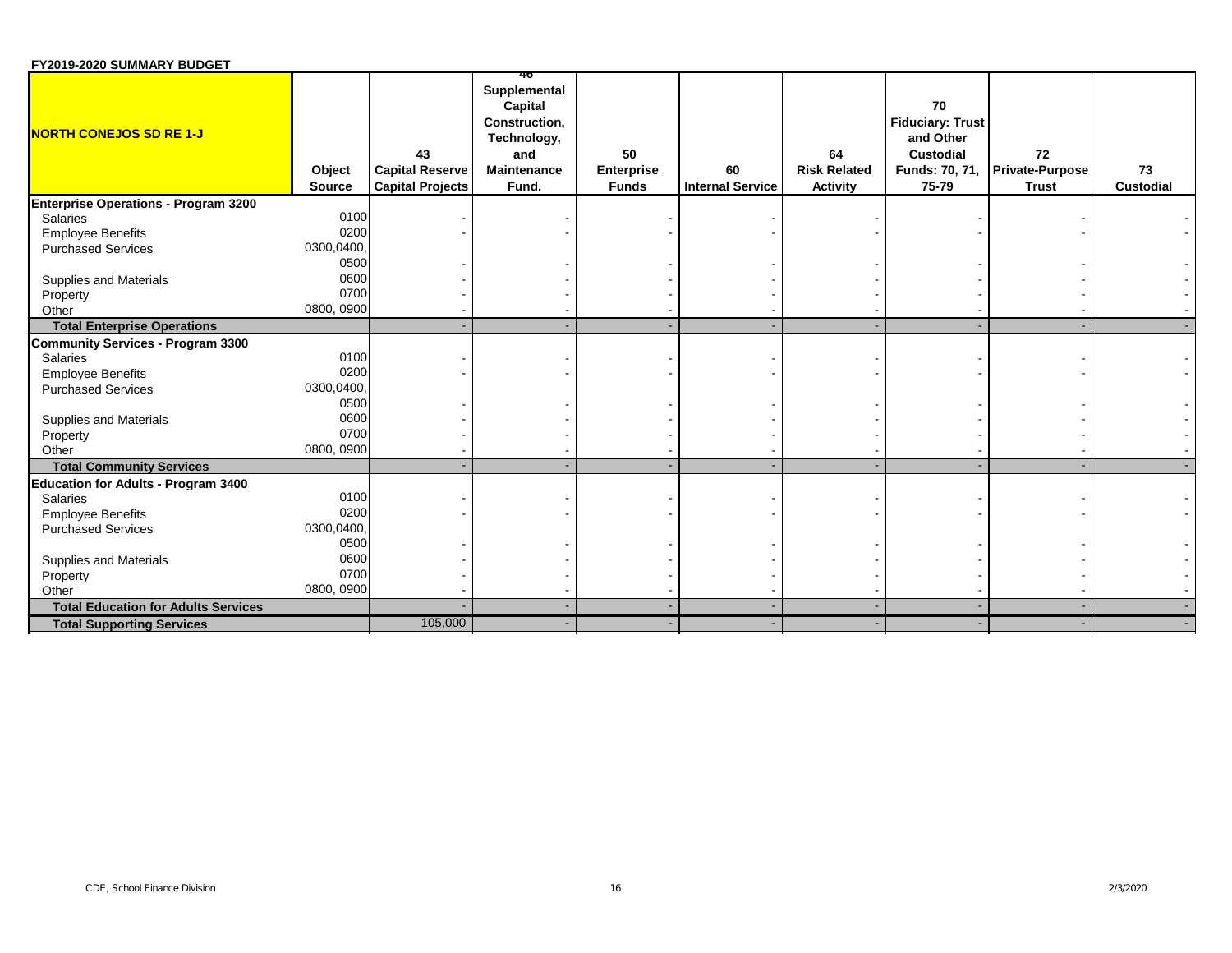**FY2019-2020 SUMMARY BUDGET**

| NORTH CONEJOS SD RE 1-J | Object Source | 43 Capital Reserve Capital Projects | 46 Supplemental Capital Construction, Technology, and Maintenance Fund. | 50 Enterprise Funds | 60 Internal Service | 64 Risk Related Activity | 70 Fiduciary: Trust and Other Custodial Funds: 70, 71, 75-79 | 72 Private-Purpose Trust | 73 Custodial |
|---|---|---|---|---|---|---|---|---|---|
| **Enterprise Operations - Program 3200** | | | | | | | | | |
| Salaries | 0100 | - | - | - | - | - | - | - | - |
| Employee Benefits | 0200 | - | - | - | - | - | - | - | - |
| Purchased Services | 0300,0400, 0500 | - | - | - | - | - | - | - | - |
| Supplies and Materials | 0600 | - | - | - | - | - | - | - | - |
| Property | 0700 | - | - | - | - | - | - | - | - |
| Other | 0800, 0900 | - | - | - | - | - | - | - | - |
| **Total Enterprise Operations** | | - | - | - | - | - | - | - | - |
| **Community Services - Program 3300** | | | | | | | | | |
| Salaries | 0100 | - | - | - | - | - | - | - | - |
| Employee Benefits | 0200 | - | - | - | - | - | - | - | - |
| Purchased Services | 0300,0400, 0500 | - | - | - | - | - | - | - | - |
| Supplies and Materials | 0600 | - | - | - | - | - | - | - | - |
| Property | 0700 | - | - | - | - | - | - | - | - |
| Other | 0800, 0900 | - | - | - | - | - | - | - | - |
| **Total Community Services** | | - | - | - | - | - | - | - | - |
| **Education for Adults - Program 3400** | | | | | | | | | |
| Salaries | 0100 | - | - | - | - | - | - | - | - |
| Employee Benefits | 0200 | - | - | - | - | - | - | - | - |
| Purchased Services | 0300,0400, 0500 | - | - | - | - | - | - | - | - |
| Supplies and Materials | 0600 | - | - | - | - | - | - | - | - |
| Property | 0700 | - | - | - | - | - | - | - | - |
| Other | 0800, 0900 | - | - | - | - | - | - | - | - |
| **Total Education for Adults Services** | | - | - | - | - | - | - | - | - |
| **Total Supporting Services** | | 105,000 | - | - | - | - | - | - | - |

CDE, School Finance Division

2/3/2020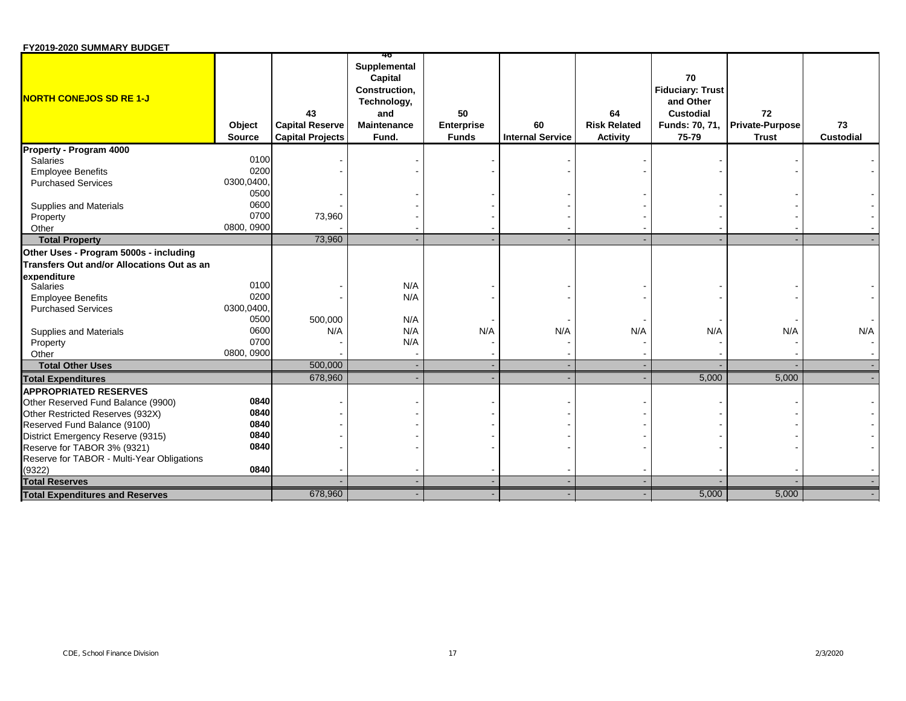**FY2019-2020 SUMMARY BUDGET**

| NORTH CONEJOS SD RE 1-J | Object Source | 43 Capital Reserve Capital Projects | 46 Supplemental Capital Construction, Technology, and Maintenance Fund. | 50 Enterprise Funds | 60 Internal Service | 64 Risk Related Activity | 70 Fiduciary: Trust and Other Custodial Funds: 70, 71, 75-79 | 72 Private-Purpose Trust | 73 Custodial |
|---|---|---|---|---|---|---|---|---|---|
| **Property - Program 4000** | | | | | | | | | |
| Salaries | 0100 | - | - | - | - | - | - | - | - |
| Employee Benefits | 0200 | - | - | - | - | - | - | - | - |
| Purchased Services | 0300,0400, 0500 | - | - | - | - | - | - | - | - |
| Supplies and Materials | 0600 | - | - | - | - | - | - | - | - |
| Property | 0700 | 73,960 | - | - | - | - | - | - | - |
| Other | 0800, 0900 | - | - | - | - | - | - | - | - |
| **Total Property** | | 73,960 | - | - | - | - | - | - | - |
| **Other Uses - Program 5000s - including Transfers Out and/or Allocations Out as an expenditure** | | | | | | | | | |
| Salaries | 0100 | - | N/A | - | - | - | - | - | - |
| Employee Benefits | 0200 | - | N/A | - | - | - | - | - | - |
| Purchased Services | 0300,0400, 0500 | 500,000 | N/A | - | - | - | - | - | - |
| Supplies and Materials | 0600 | N/A | N/A | N/A | N/A | N/A | N/A | N/A | N/A |
| Property | 0700 | - | N/A | - | - | - | - | - | - |
| Other | 0800, 0900 | - | - | - | - | - | - | - | - |
| **Total Other Uses** | | 500,000 | - | - | - | - | - | - | - |
| **Total Expenditures** | | 678,960 | - | - | - | - | 5,000 | 5,000 | - |
| **APPROPRIATED RESERVES** | | | | | | | | | |
| Other Reserved Fund Balance (9900) | **0840** | - | - | - | - | - | - | - | - |
| Other Restricted Reserves (932X) | **0840** | - | - | - | - | - | - | - | - |
| Reserved Fund Balance (9100) | **0840** | - | - | - | - | - | - | - | - |
| District Emergency Reserve (9315) | **0840** | - | - | - | - | - | - | - | - |
| Reserve for TABOR 3% (9321) | **0840** | - | - | - | - | - | - | - | - |
| Reserve for TABOR - Multi-Year Obligations (9322) | **0840** | - | - | - | - | - | - | - | - |
| **Total Reserves** | | - | - | - | - | - | - | - | - |
| **Total Expenditures and Reserves** | | 678,960 | - | - | - | - | 5,000 | 5,000 | - |

CDE, School Finance Division 2/3/2020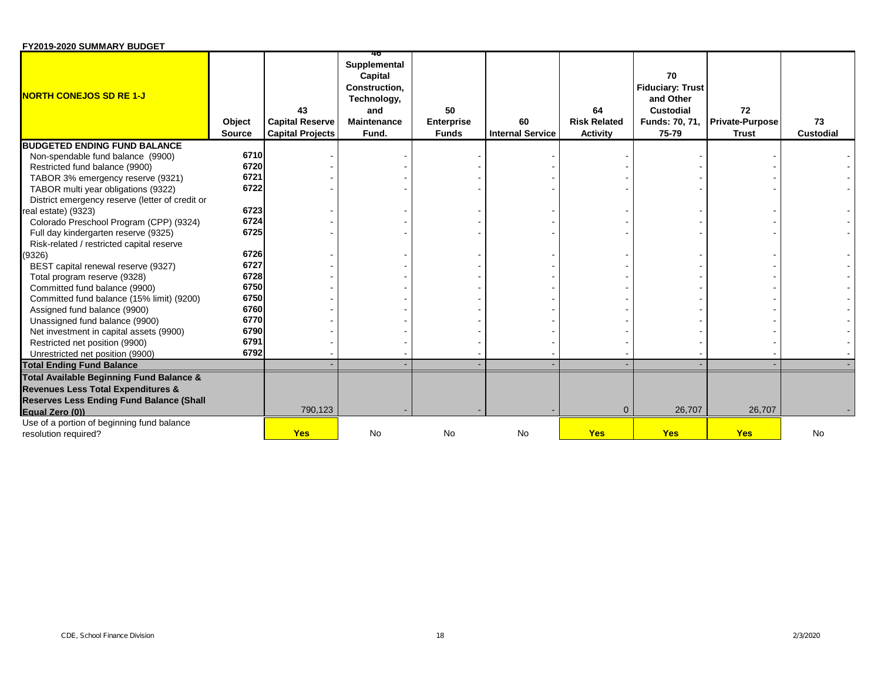**FY2019-2020 SUMMARY BUDGET**

| NORTH CONEJOS SD RE 1-J | Object Source | 43 Capital Reserve Capital Projects | 46 Supplemental Capital Construction, Technology, and Maintenance Fund. | 50 Enterprise Funds | 60 Internal Service | 64 Risk Related Activity | 70 Fiduciary: Trust and Other Custodial Funds: 70, 71, 75-79 | 72 Private-Purpose Trust | 73 Custodial |
|---|---|---|---|---|---|---|---|---|---|
| **BUDGETED ENDING FUND BALANCE** | | | | | | | | | |
| Non-spendable fund balance (9900) | 6710 | - | - | - | - | - | - | - | - |
| Restricted fund balance (9900) | 6720 | - | - | - | - | - | - | - | - |
| TABOR 3% emergency reserve (9321) | 6721 | - | - | - | - | - | - | - | - |
| TABOR multi year obligations (9322) | 6722 | - | - | - | - | - | - | - | - |
| District emergency reserve (letter of credit or real estate) (9323) | 6723 | - | - | - | - | - | - | - | - |
| Colorado Preschool Program (CPP) (9324) | 6724 | - | - | - | - | - | - | - | - |
| Full day kindergarten reserve (9325) | 6725 | - | - | - | - | - | - | - | - |
| Risk-related / restricted capital reserve (9326) | 6726 | - | - | - | - | - | - | - | - |
| BEST capital renewal reserve (9327) | 6727 | - | - | - | - | - | - | - | - |
| Total program reserve (9328) | 6728 | - | - | - | - | - | - | - | - |
| Committed fund balance (9900) | 6750 | - | - | - | - | - | - | - | - |
| Committed fund balance (15% limit) (9200) | 6750 | - | - | - | - | - | - | - | - |
| Assigned fund balance (9900) | 6760 | - | - | - | - | - | - | - | - |
| Unassigned fund balance (9900) | 6770 | - | - | - | - | - | - | - | - |
| Net investment in capital assets (9900) | 6790 | - | - | - | - | - | - | - | - |
| Restricted net position (9900) | 6791 | - | - | - | - | - | - | - | - |
| Unrestricted net position (9900) | 6792 | - | - | - | - | - | - | - | - |
| **Total Ending Fund Balance** | | - | - | - | - | - | - | - | - |
| **Total Available Beginning Fund Balance & Revenues Less Total Expenditures & Reserves Less Ending Fund Balance (Shall Equal Zero (0))** | | 790,123 | - | - | - | 0 | 26,707 | 26,707 | - |
| Use of a portion of beginning fund balance resolution required? | | **Yes** | No | No | No | **Yes** | **Yes** | **Yes** | No |

CDE, School Finance Division 2/3/2020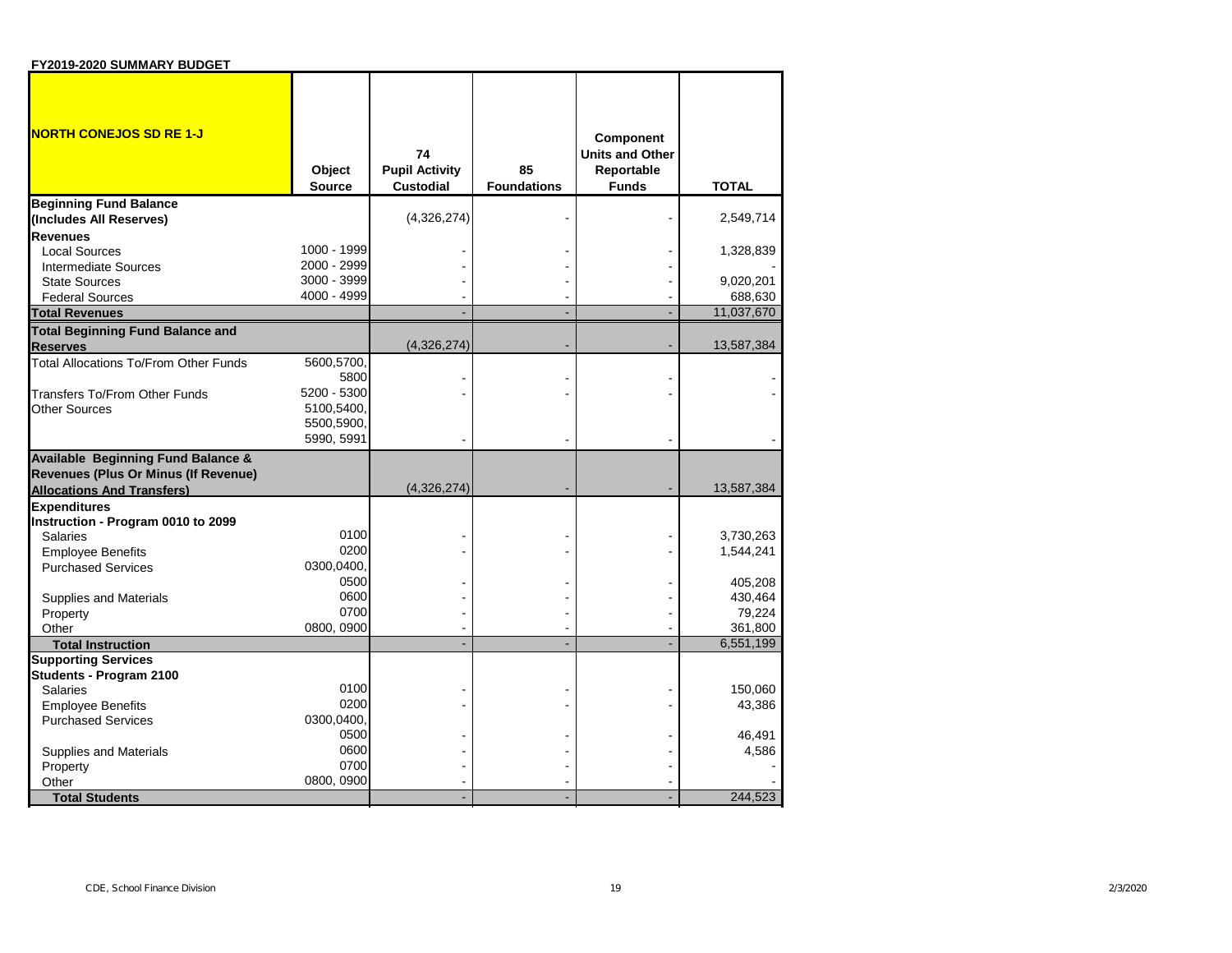**FY2019-2020 SUMMARY BUDGET**

| **NORTH CONEJOS SD RE 1-J** | **Object Source** | **74 Pupil Activity Custodial** | **85 Foundations** | **Component Units and Other Reportable Funds** | **TOTAL** |
|---|---|---|---|---|---|
| **Beginning Fund Balance (Includes All Reserves)** | | (4,326,274) | - | - | 2,549,714 |
| **Revenues** | | | | | |
| Local Sources | 1000 - 1999 | - | - | - | 1,328,839 |
| Intermediate Sources | 2000 - 2999 | - | - | - | - |
| State Sources | 3000 - 3999 | - | - | - | 9,020,201 |
| Federal Sources | 4000 - 4999 | - | - | - | 688,630 |
| **Total Revenues** | | - | - | - | 11,037,670 |
| **Total Beginning Fund Balance and Reserves** | | (4,326,274) | - | - | 13,587,384 |
| Total Allocations To/From Other Funds | 5600,5700, 5800 | - | - | - | - |
| Transfers To/From Other Funds | 5200 - 5300 | - | - | - | - |
| Other Sources | 5100,5400, 5500,5900, 5990, 5991 | - | - | - | - |
| **Available Beginning Fund Balance & Revenues (Plus Or Minus (If Revenue) Allocations And Transfers)** | | (4,326,274) | - | - | 13,587,384 |
| **Expenditures** | | | | | |
| **Instruction - Program 0010 to 2099** | | | | | |
| Salaries | 0100 | - | - | - | 3,730,263 |
| Employee Benefits | 0200 | - | - | - | 1,544,241 |
| Purchased Services | 0300,0400, 0500 | - | - | - | 405,208 |
| Supplies and Materials | 0600 | - | - | - | 430,464 |
| Property | 0700 | - | - | - | 79,224 |
| Other | 0800, 0900 | - | - | - | 361,800 |
| **Total Instruction** | | - | - | - | 6,551,199 |
| **Supporting Services** | | | | | |
| **Students - Program 2100** | | | | | |
| Salaries | 0100 | - | - | - | 150,060 |
| Employee Benefits | 0200 | - | - | - | 43,386 |
| Purchased Services | 0300,0400, 0500 | - | - | - | 46,491 |
| Supplies and Materials | 0600 | - | - | - | 4,586 |
| Property | 0700 | - | - | - | - |
| Other | 0800, 0900 | - | - | - | - |
| **Total Students** | | - | - | - | 244,523 |

CDE, School Finance Division 2/3/2020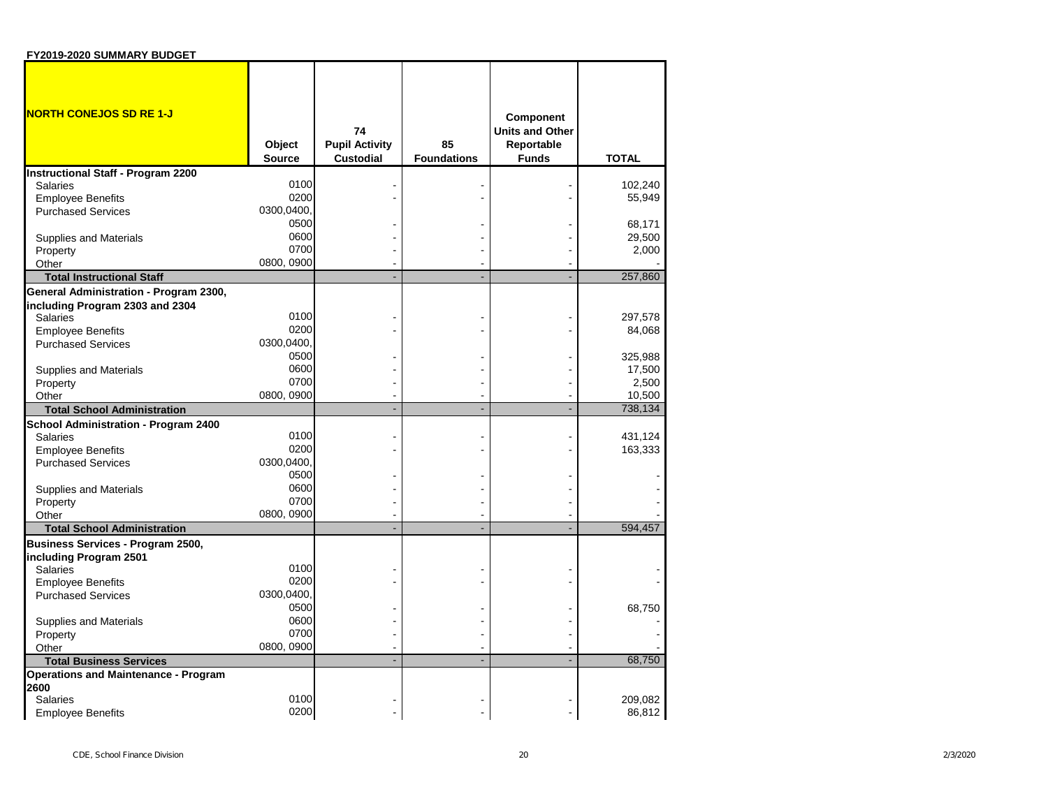**FY2019-2020 SUMMARY BUDGET**

| NORTH CONEJOS SD RE 1-J | Object Source | 74 Pupil Activity Custodial | 85 Foundations | Component Units and Other Reportable Funds | TOTAL |
|---|---|---|---|---|---|
| **Instructional Staff - Program 2200** | | | | | |
| Salaries | 0100 | - | - | - | 102,240 |
| Employee Benefits | 0200 | - | - | - | 55,949 |
| Purchased Services | 0300,0400, 0500 | - | - | - | 68,171 |
| Supplies and Materials | 0600 | - | - | - | 29,500 |
| Property | 0700 | - | - | - | 2,000 |
| Other | 0800, 0900 | - | - | - | - |
| **Total Instructional Staff** | | - | - | - | 257,860 |
| **General Administration - Program 2300, including Program 2303 and 2304** | | | | | |
| Salaries | 0100 | - | - | - | 297,578 |
| Employee Benefits | 0200 | - | - | - | 84,068 |
| Purchased Services | 0300,0400, 0500 | - | - | - | 325,988 |
| Supplies and Materials | 0600 | - | - | - | 17,500 |
| Property | 0700 | - | - | - | 2,500 |
| Other | 0800, 0900 | - | - | - | 10,500 |
| **Total School Administration** | | - | - | - | 738,134 |
| **School Administration - Program 2400** | | | | | |
| Salaries | 0100 | - | - | - | 431,124 |
| Employee Benefits | 0200 | - | - | - | 163,333 |
| Purchased Services | 0300,0400, 0500 | - | - | - | - |
| Supplies and Materials | 0600 | - | - | - | - |
| Property | 0700 | - | - | - | - |
| Other | 0800, 0900 | - | - | - | - |
| **Total School Administration** | | - | - | - | 594,457 |
| **Business Services - Program 2500, including Program 2501** | | | | | |
| Salaries | 0100 | - | - | - | - |
| Employee Benefits | 0200 | - | - | - | - |
| Purchased Services | 0300,0400, 0500 | - | - | - | 68,750 |
| Supplies and Materials | 0600 | - | - | - | - |
| Property | 0700 | - | - | - | - |
| Other | 0800, 0900 | - | - | - | - |
| **Total Business Services** | | - | - | - | 68,750 |
| **Operations and Maintenance - Program 2600** | | | | | |
| Salaries | 0100 | - | - | - | 209,082 |
| Employee Benefits | 0200 | - | - | - | 86,812 |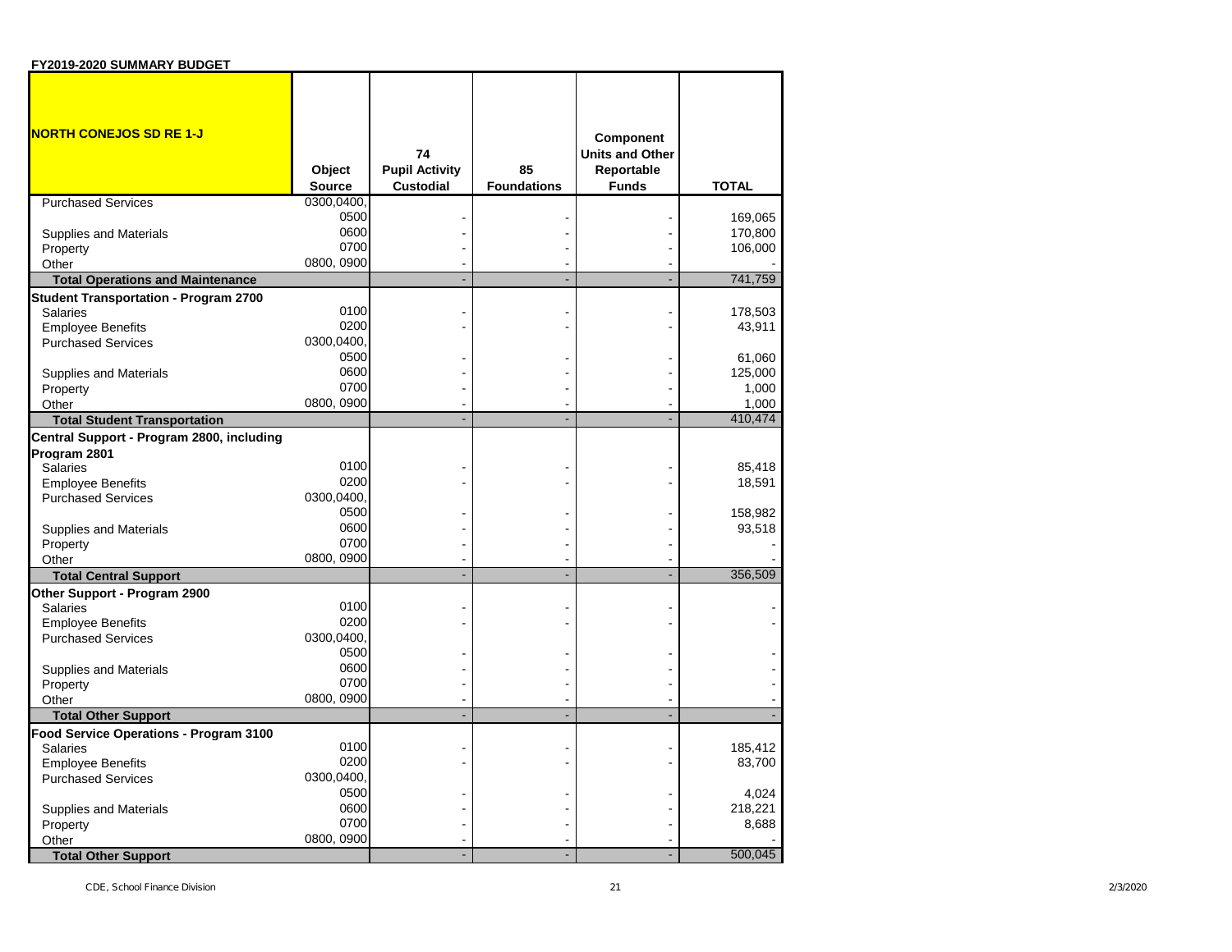**FY2019-2020 SUMMARY BUDGET**

| NORTH CONEJOS SD RE 1-J | Object Source | 74 Pupil Activity Custodial | 85 Foundations | Component Units and Other Reportable Funds | TOTAL |
|---|---|---|---|---|---|
| Purchased Services | 0300,0400, 0500 | - | - | - | 169,065 |
| Supplies and Materials | 0600 | - | - | - | 170,800 |
| Property | 0700 | - | - | - | 106,000 |
| Other | 0800, 0900 | - | - | - | - |
| **Total Operations and Maintenance** | | - | - | - | 741,759 |
| **Student Transportation - Program 2700** | | | | | |
| Salaries | 0100 | - | - | - | 178,503 |
| Employee Benefits | 0200 | - | - | - | 43,911 |
| Purchased Services | 0300,0400, 0500 | - | - | - | 61,060 |
| Supplies and Materials | 0600 | - | - | - | 125,000 |
| Property | 0700 | - | - | - | 1,000 |
| Other | 0800, 0900 | - | - | - | 1,000 |
| **Total Student Transportation** | | - | - | - | 410,474 |
| **Central Support - Program 2800, including Program 2801** | | | | | |
| Salaries | 0100 | - | - | - | 85,418 |
| Employee Benefits | 0200 | - | - | - | 18,591 |
| Purchased Services | 0300,0400, 0500 | - | - | - | 158,982 |
| Supplies and Materials | 0600 | - | - | - | 93,518 |
| Property | 0700 | - | - | - | - |
| Other | 0800, 0900 | - | - | - | - |
| **Total Central Support** | | - | - | - | 356,509 |
| **Other Support - Program 2900** | | | | | |
| Salaries | 0100 | - | - | - | - |
| Employee Benefits | 0200 | - | - | - | - |
| Purchased Services | 0300,0400, 0500 | - | - | - | - |
| Supplies and Materials | 0600 | - | - | - | - |
| Property | 0700 | - | - | - | - |
| Other | 0800, 0900 | - | - | - | - |
| **Total Other Support** | | - | - | - | - |
| **Food Service Operations - Program 3100** | | | | | |
| Salaries | 0100 | - | - | - | 185,412 |
| Employee Benefits | 0200 | - | - | - | 83,700 |
| Purchased Services | 0300,0400, 0500 | - | - | - | 4,024 |
| Supplies and Materials | 0600 | - | - | - | 218,221 |
| Property | 0700 | - | - | - | 8,688 |
| Other | 0800, 0900 | - | - | - | - |
| **Total Other Support** | | - | - | - | 500,045 |

CDE, School Finance Division 2/3/2020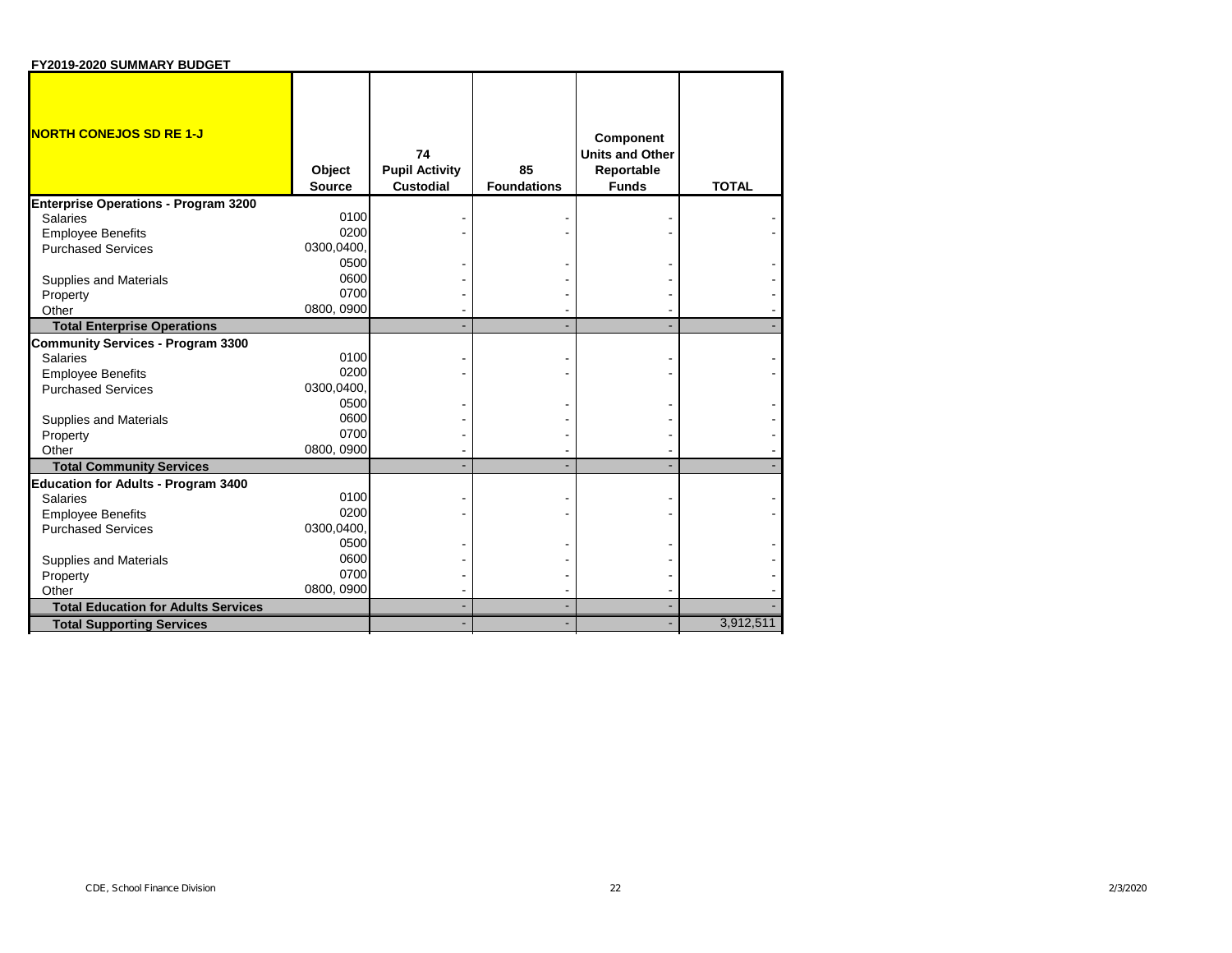**FY2019-2020 SUMMARY BUDGET**

| NORTH CONEJOS SD RE 1-J | Object Source | 74 Pupil Activity Custodial | 85 Foundations | Component Units and Other Reportable Funds | TOTAL |
|---|---|---|---|---|---|
| **Enterprise Operations - Program 3200** | | | | | |
| Salaries | 0100 | - | - | - | - |
| Employee Benefits | 0200 | - | - | - | - |
| Purchased Services | 0300,0400, 0500 | - | - | - | - |
| Supplies and Materials | 0600 | - | - | - | - |
| Property | 0700 | - | - | - | - |
| Other | 0800, 0900 | - | - | - | - |
| **Total Enterprise Operations** | | - | - | - | - |
| **Community Services - Program 3300** | | | | | |
| Salaries | 0100 | - | - | - | - |
| Employee Benefits | 0200 | - | - | - | - |
| Purchased Services | 0300,0400, 0500 | - | - | - | - |
| Supplies and Materials | 0600 | - | - | - | - |
| Property | 0700 | - | - | - | - |
| Other | 0800, 0900 | - | - | - | - |
| **Total Community Services** | | - | - | - | - |
| **Education for Adults - Program 3400** | | | | | |
| Salaries | 0100 | - | - | - | - |
| Employee Benefits | 0200 | - | - | - | - |
| Purchased Services | 0300,0400, 0500 | - | - | - | - |
| Supplies and Materials | 0600 | - | - | - | - |
| Property | 0700 | - | - | - | - |
| Other | 0800, 0900 | - | - | - | - |
| **Total Education for Adults Services** | | - | - | - | - |
| **Total Supporting Services** | | - | - | - | 3,912,511 |

CDE, School Finance Division

2/3/2020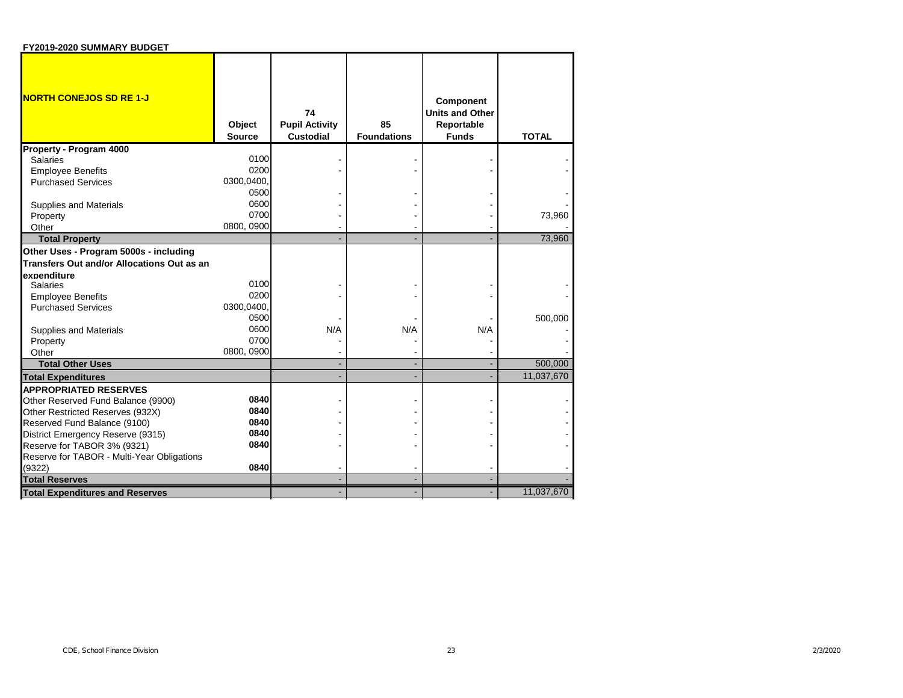**FY2019-2020 SUMMARY BUDGET**

| NORTH CONEJOS SD RE 1-J | Object Source | 74 Pupil Activity Custodial | 85 Foundations | Component Units and Other Reportable Funds | TOTAL |
|---|---|---|---|---|---|
| **Property - Program 4000** | | | | | |
| Salaries | 0100 | - | - | - | - |
| Employee Benefits | 0200 | - | - | - | - |
| Purchased Services | 0300,0400, 0500 | - | - | - | - |
| Supplies and Materials | 0600 | - | - | - | - |
| Property | 0700 | - | - | - | 73,960 |
| Other | 0800, 0900 | - | - | - | - |
| **Total Property** | | - | - | - | 73,960 |
| **Other Uses - Program 5000s - including Transfers Out and/or Allocations Out as an expenditure** | | | | | |
| Salaries | 0100 | - | - | - | - |
| Employee Benefits | 0200 | - | - | - | - |
| Purchased Services | 0300,0400, 0500 | - | - | - | 500,000 |
| Supplies and Materials | 0600 | N/A | N/A | N/A | - |
| Property | 0700 | - | - | - | - |
| Other | 0800, 0900 | - | - | - | - |
| **Total Other Uses** | | - | - | - | 500,000 |
| **Total Expenditures** | | - | - | - | 11,037,670 |
| **APPROPRIATED RESERVES** | | | | | |
| Other Reserved Fund Balance (9900) | **0840** | - | - | - | - |
| Other Restricted Reserves (932X) | **0840** | - | - | - | - |
| Reserved Fund Balance (9100) | **0840** | - | - | - | - |
| District Emergency Reserve (9315) | **0840** | - | - | - | - |
| Reserve for TABOR 3% (9321) | **0840** | - | - | - | - |
| Reserve for TABOR - Multi-Year Obligations (9322) | **0840** | - | - | - | - |
| **Total Reserves** | | - | - | - | - |
| **Total Expenditures and Reserves** | | - | - | - | 11,037,670 |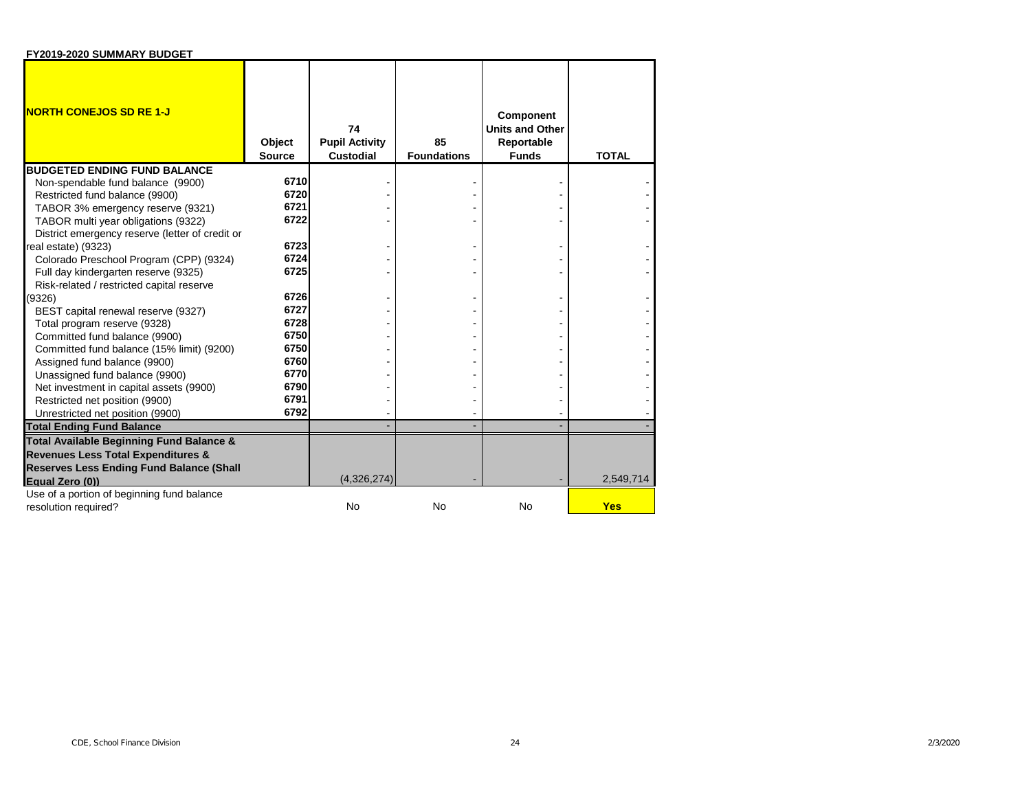**FY2019-2020 SUMMARY BUDGET**

| NORTH CONEJOS SD RE 1-J | Object Source | 74 Pupil Activity Custodial | 85 Foundations | Component Units and Other Reportable Funds | TOTAL |
|---|---|---|---|---|---|
| **BUDGETED ENDING FUND BALANCE** | | | | | |
| Non-spendable fund balance (9900) | 6710 | - | - | - | - |
| Restricted fund balance (9900) | 6720 | - | - | - | - |
| TABOR 3% emergency reserve (9321) | 6721 | - | - | - | - |
| TABOR multi year obligations (9322) | 6722 | - | - | - | - |
| District emergency reserve (letter of credit or real estate) (9323) | 6723 | - | - | - | - |
| Colorado Preschool Program (CPP) (9324) | 6724 | - | - | - | - |
| Full day kindergarten reserve (9325) | 6725 | - | - | - | - |
| Risk-related / restricted capital reserve (9326) | 6726 | - | - | - | - |
| BEST capital renewal reserve (9327) | 6727 | - | - | - | - |
| Total program reserve (9328) | 6728 | - | - | - | - |
| Committed fund balance (9900) | 6750 | - | - | - | - |
| Committed fund balance (15% limit) (9200) | 6750 | - | - | - | - |
| Assigned fund balance (9900) | 6760 | - | - | - | - |
| Unassigned fund balance (9900) | 6770 | - | - | - | - |
| Net investment in capital assets (9900) | 6790 | - | - | - | - |
| Restricted net position (9900) | 6791 | - | - | - | - |
| Unrestricted net position (9900) | 6792 | - | - | - | - |
| **Total Ending Fund Balance** | | - | - | - | - |
| **Total Available Beginning Fund Balance & Revenues Less Total Expenditures & Reserves Less Ending Fund Balance (Shall Equal Zero (0))** | | (4,326,274) | - | - | 2,549,714 |
| Use of a portion of beginning fund balance resolution required? | | No | No | No | **Yes** |

CDE, School Finance Division

2/3/2020